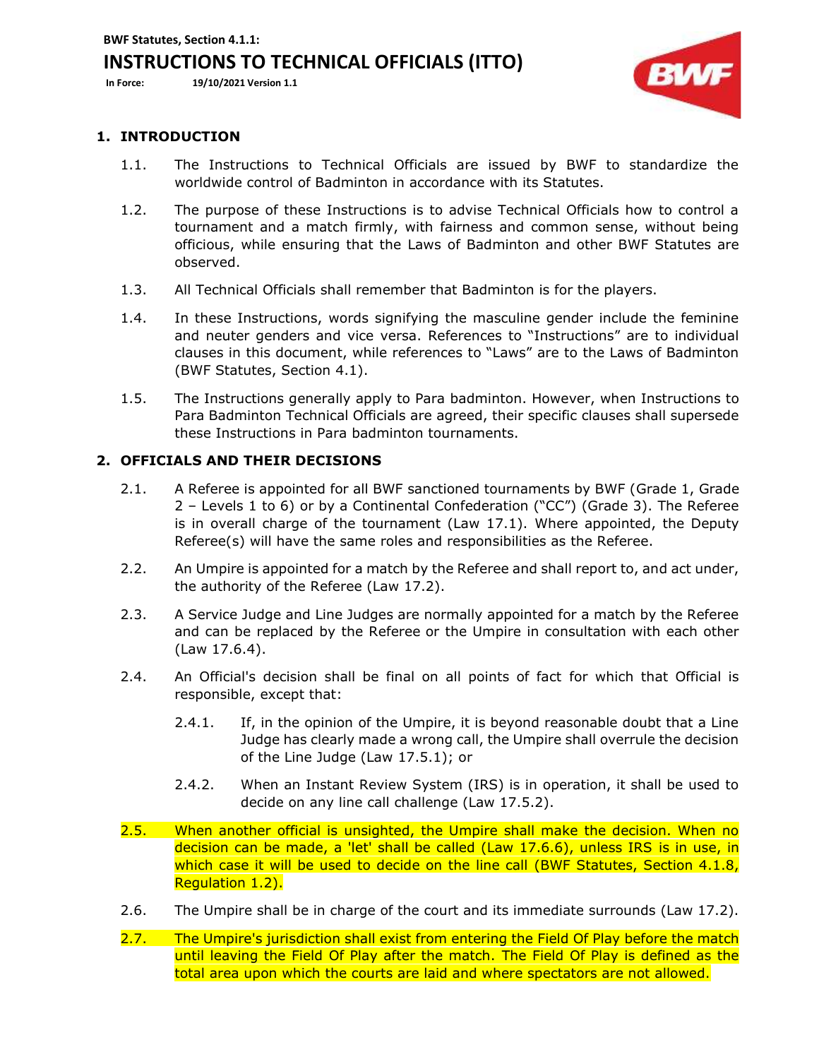**BWF Statutes, Section 4.1.1:**

# INSTRUCTIONS TO TECHNICAL OFFICIALS (ITTO)

**In Force:** **19/10/2021 Version 1.1**

## 1. INTRODUCTION

1.1. The Instructions to Technical Officials are issued by BWF to standardize the worldwide control of Badminton in accordance with its Statutes.

1.2. The purpose of these Instructions is to advise Technical Officials how to control a tournament and a match firmly, with fairness and common sense, without being officious, while ensuring that the Laws of Badminton and other BWF Statutes are observed.

1.3. All Technical Officials shall remember that Badminton is for the players.

1.4. In these Instructions, words signifying the masculine gender include the feminine and neuter genders and vice versa. References to "Instructions" are to individual clauses in this document, while references to "Laws" are to the Laws of Badminton (BWF Statutes, Section 4.1).

1.5. The Instructions generally apply to Para badminton. However, when Instructions to Para Badminton Technical Officials are agreed, their specific clauses shall supersede these Instructions in Para badminton tournaments.

## 2. OFFICIALS AND THEIR DECISIONS

2.1. A Referee is appointed for all BWF sanctioned tournaments by BWF (Grade 1, Grade 2 – Levels 1 to 6) or by a Continental Confederation ("CC") (Grade 3). The Referee is in overall charge of the tournament (Law 17.1). Where appointed, the Deputy Referee(s) will have the same roles and responsibilities as the Referee.

2.2. An Umpire is appointed for a match by the Referee and shall report to, and act under, the authority of the Referee (Law 17.2).

2.3. A Service Judge and Line Judges are normally appointed for a match by the Referee and can be replaced by the Referee or the Umpire in consultation with each other (Law 17.6.4).

2.4. An Official's decision shall be final on all points of fact for which that Official is responsible, except that:

2.4.1. If, in the opinion of the Umpire, it is beyond reasonable doubt that a Line Judge has clearly made a wrong call, the Umpire shall overrule the decision of the Line Judge (Law 17.5.1); or

2.4.2. When an Instant Review System (IRS) is in operation, it shall be used to decide on any line call challenge (Law 17.5.2).

2.5. When another official is unsighted, the Umpire shall make the decision. When no decision can be made, a 'let' shall be called (Law 17.6.6), unless IRS is in use, in which case it will be used to decide on the line call (BWF Statutes, Section 4.1.8, Regulation 1.2).

2.6. The Umpire shall be in charge of the court and its immediate surrounds (Law 17.2).

2.7. The Umpire's jurisdiction shall exist from entering the Field Of Play before the match until leaving the Field Of Play after the match. The Field Of Play is defined as the total area upon which the courts are laid and where spectators are not allowed.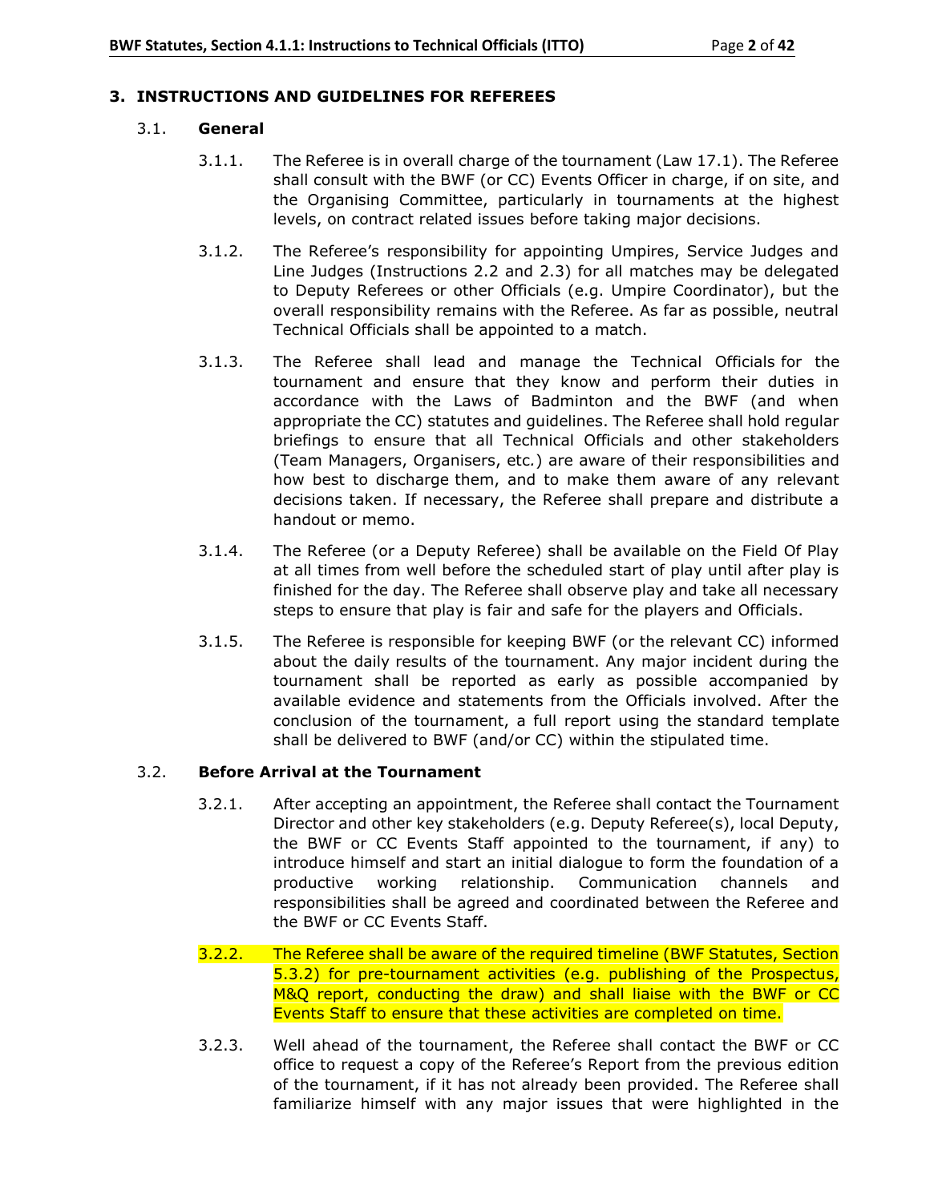## 3. INSTRUCTIONS AND GUIDELINES FOR REFEREES

### 3.1. General

3.1.1. The Referee is in overall charge of the tournament (Law 17.1). The Referee shall consult with the BWF (or CC) Events Officer in charge, if on site, and the Organising Committee, particularly in tournaments at the highest levels, on contract related issues before taking major decisions.

3.1.2. The Referee's responsibility for appointing Umpires, Service Judges and Line Judges (Instructions 2.2 and 2.3) for all matches may be delegated to Deputy Referees or other Officials (e.g. Umpire Coordinator), but the overall responsibility remains with the Referee. As far as possible, neutral Technical Officials shall be appointed to a match.

3.1.3. The Referee shall lead and manage the Technical Officials for the tournament and ensure that they know and perform their duties in accordance with the Laws of Badminton and the BWF (and when appropriate the CC) statutes and guidelines. The Referee shall hold regular briefings to ensure that all Technical Officials and other stakeholders (Team Managers, Organisers, etc.) are aware of their responsibilities and how best to discharge them, and to make them aware of any relevant decisions taken. If necessary, the Referee shall prepare and distribute a handout or memo.

3.1.4. The Referee (or a Deputy Referee) shall be available on the Field Of Play at all times from well before the scheduled start of play until after play is finished for the day. The Referee shall observe play and take all necessary steps to ensure that play is fair and safe for the players and Officials.

3.1.5. The Referee is responsible for keeping BWF (or the relevant CC) informed about the daily results of the tournament. Any major incident during the tournament shall be reported as early as possible accompanied by available evidence and statements from the Officials involved. After the conclusion of the tournament, a full report using the standard template shall be delivered to BWF (and/or CC) within the stipulated time.

### 3.2. Before Arrival at the Tournament

3.2.1. After accepting an appointment, the Referee shall contact the Tournament Director and other key stakeholders (e.g. Deputy Referee(s), local Deputy, the BWF or CC Events Staff appointed to the tournament, if any) to introduce himself and start an initial dialogue to form the foundation of a productive working relationship. Communication channels and responsibilities shall be agreed and coordinated between the Referee and the BWF or CC Events Staff.

3.2.2. The Referee shall be aware of the required timeline (BWF Statutes, Section 5.3.2) for pre-tournament activities (e.g. publishing of the Prospectus, M&Q report, conducting the draw) and shall liaise with the BWF or CC Events Staff to ensure that these activities are completed on time.

3.2.3. Well ahead of the tournament, the Referee shall contact the BWF or CC office to request a copy of the Referee's Report from the previous edition of the tournament, if it has not already been provided. The Referee shall familiarize himself with any major issues that were highlighted in the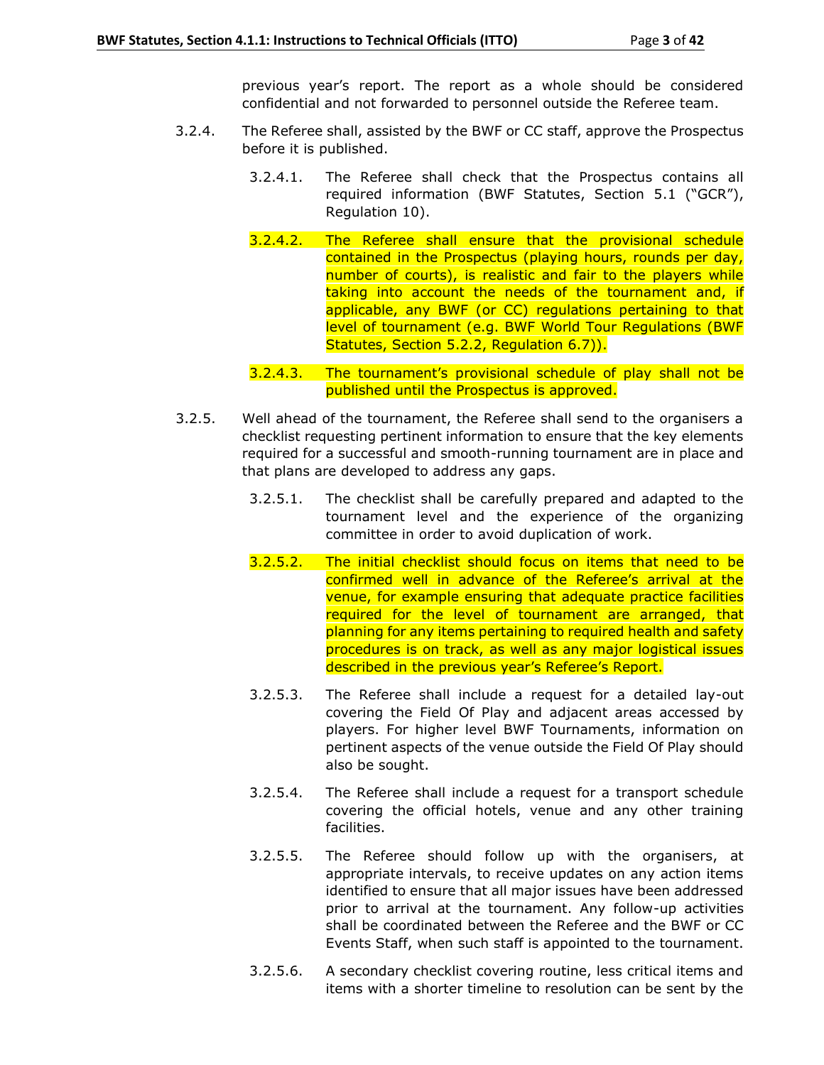previous year's report. The report as a whole should be considered confidential and not forwarded to personnel outside the Referee team.

3.2.4. The Referee shall, assisted by the BWF or CC staff, approve the Prospectus before it is published.

3.2.4.1. The Referee shall check that the Prospectus contains all required information (BWF Statutes, Section 5.1 ("GCR"), Regulation 10).

3.2.4.2. The Referee shall ensure that the provisional schedule contained in the Prospectus (playing hours, rounds per day, number of courts), is realistic and fair to the players while taking into account the needs of the tournament and, if applicable, any BWF (or CC) regulations pertaining to that level of tournament (e.g. BWF World Tour Regulations (BWF Statutes, Section 5.2.2, Regulation 6.7)).

3.2.4.3. The tournament's provisional schedule of play shall not be published until the Prospectus is approved.

3.2.5. Well ahead of the tournament, the Referee shall send to the organisers a checklist requesting pertinent information to ensure that the key elements required for a successful and smooth-running tournament are in place and that plans are developed to address any gaps.

3.2.5.1. The checklist shall be carefully prepared and adapted to the tournament level and the experience of the organizing committee in order to avoid duplication of work.

3.2.5.2. The initial checklist should focus on items that need to be confirmed well in advance of the Referee's arrival at the venue, for example ensuring that adequate practice facilities required for the level of tournament are arranged, that planning for any items pertaining to required health and safety procedures is on track, as well as any major logistical issues described in the previous year's Referee's Report.

3.2.5.3. The Referee shall include a request for a detailed lay-out covering the Field Of Play and adjacent areas accessed by players. For higher level BWF Tournaments, information on pertinent aspects of the venue outside the Field Of Play should also be sought.

3.2.5.4. The Referee shall include a request for a transport schedule covering the official hotels, venue and any other training facilities.

3.2.5.5. The Referee should follow up with the organisers, at appropriate intervals, to receive updates on any action items identified to ensure that all major issues have been addressed prior to arrival at the tournament. Any follow-up activities shall be coordinated between the Referee and the BWF or CC Events Staff, when such staff is appointed to the tournament.

3.2.5.6. A secondary checklist covering routine, less critical items and items with a shorter timeline to resolution can be sent by the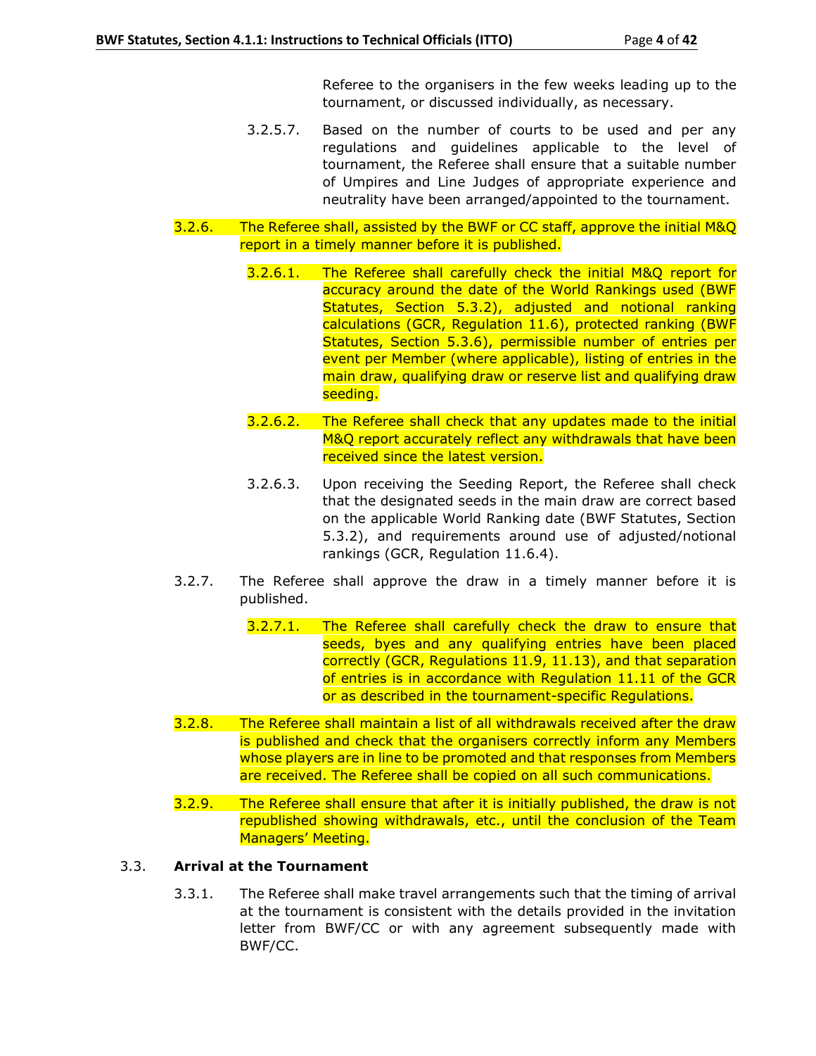Referee to the organisers in the few weeks leading up to the tournament, or discussed individually, as necessary.

3.2.5.7. Based on the number of courts to be used and per any regulations and guidelines applicable to the level of tournament, the Referee shall ensure that a suitable number of Umpires and Line Judges of appropriate experience and neutrality have been arranged/appointed to the tournament.

3.2.6. The Referee shall, assisted by the BWF or CC staff, approve the initial M&Q report in a timely manner before it is published.

3.2.6.1. The Referee shall carefully check the initial M&Q report for accuracy around the date of the World Rankings used (BWF Statutes, Section 5.3.2), adjusted and notional ranking calculations (GCR, Regulation 11.6), protected ranking (BWF Statutes, Section 5.3.6), permissible number of entries per event per Member (where applicable), listing of entries in the main draw, qualifying draw or reserve list and qualifying draw seeding.

3.2.6.2. The Referee shall check that any updates made to the initial M&Q report accurately reflect any withdrawals that have been received since the latest version.

3.2.6.3. Upon receiving the Seeding Report, the Referee shall check that the designated seeds in the main draw are correct based on the applicable World Ranking date (BWF Statutes, Section 5.3.2), and requirements around use of adjusted/notional rankings (GCR, Regulation 11.6.4).

3.2.7. The Referee shall approve the draw in a timely manner before it is published.

3.2.7.1. The Referee shall carefully check the draw to ensure that seeds, byes and any qualifying entries have been placed correctly (GCR, Regulations 11.9, 11.13), and that separation of entries is in accordance with Regulation 11.11 of the GCR or as described in the tournament-specific Regulations.

3.2.8. The Referee shall maintain a list of all withdrawals received after the draw is published and check that the organisers correctly inform any Members whose players are in line to be promoted and that responses from Members are received. The Referee shall be copied on all such communications.

3.2.9. The Referee shall ensure that after it is initially published, the draw is not republished showing withdrawals, etc., until the conclusion of the Team Managers' Meeting.

### 3.3. Arrival at the Tournament

3.3.1. The Referee shall make travel arrangements such that the timing of arrival at the tournament is consistent with the details provided in the invitation letter from BWF/CC or with any agreement subsequently made with BWF/CC.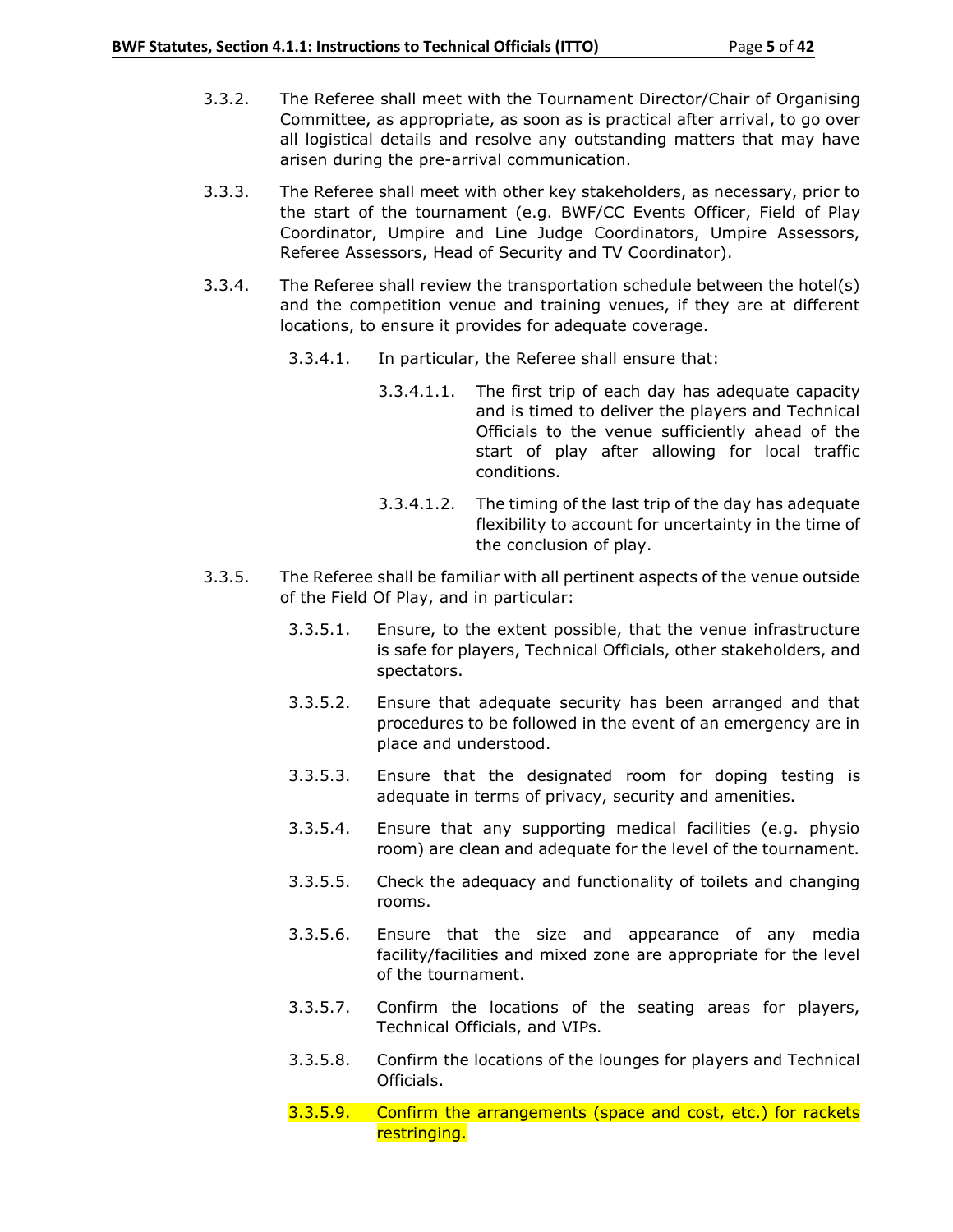3.3.2. The Referee shall meet with the Tournament Director/Chair of Organising Committee, as appropriate, as soon as is practical after arrival, to go over all logistical details and resolve any outstanding matters that may have arisen during the pre-arrival communication.

3.3.3. The Referee shall meet with other key stakeholders, as necessary, prior to the start of the tournament (e.g. BWF/CC Events Officer, Field of Play Coordinator, Umpire and Line Judge Coordinators, Umpire Assessors, Referee Assessors, Head of Security and TV Coordinator).

3.3.4. The Referee shall review the transportation schedule between the hotel(s) and the competition venue and training venues, if they are at different locations, to ensure it provides for adequate coverage.

3.3.4.1. In particular, the Referee shall ensure that:

3.3.4.1.1. The first trip of each day has adequate capacity and is timed to deliver the players and Technical Officials to the venue sufficiently ahead of the start of play after allowing for local traffic conditions.

3.3.4.1.2. The timing of the last trip of the day has adequate flexibility to account for uncertainty in the time of the conclusion of play.

3.3.5. The Referee shall be familiar with all pertinent aspects of the venue outside of the Field Of Play, and in particular:

3.3.5.1. Ensure, to the extent possible, that the venue infrastructure is safe for players, Technical Officials, other stakeholders, and spectators.

3.3.5.2. Ensure that adequate security has been arranged and that procedures to be followed in the event of an emergency are in place and understood.

3.3.5.3. Ensure that the designated room for doping testing is adequate in terms of privacy, security and amenities.

3.3.5.4. Ensure that any supporting medical facilities (e.g. physio room) are clean and adequate for the level of the tournament.

3.3.5.5. Check the adequacy and functionality of toilets and changing rooms.

3.3.5.6. Ensure that the size and appearance of any media facility/facilities and mixed zone are appropriate for the level of the tournament.

3.3.5.7. Confirm the locations of the seating areas for players, Technical Officials, and VIPs.

3.3.5.8. Confirm the locations of the lounges for players and Technical Officials.

3.3.5.9. Confirm the arrangements (space and cost, etc.) for rackets restringing.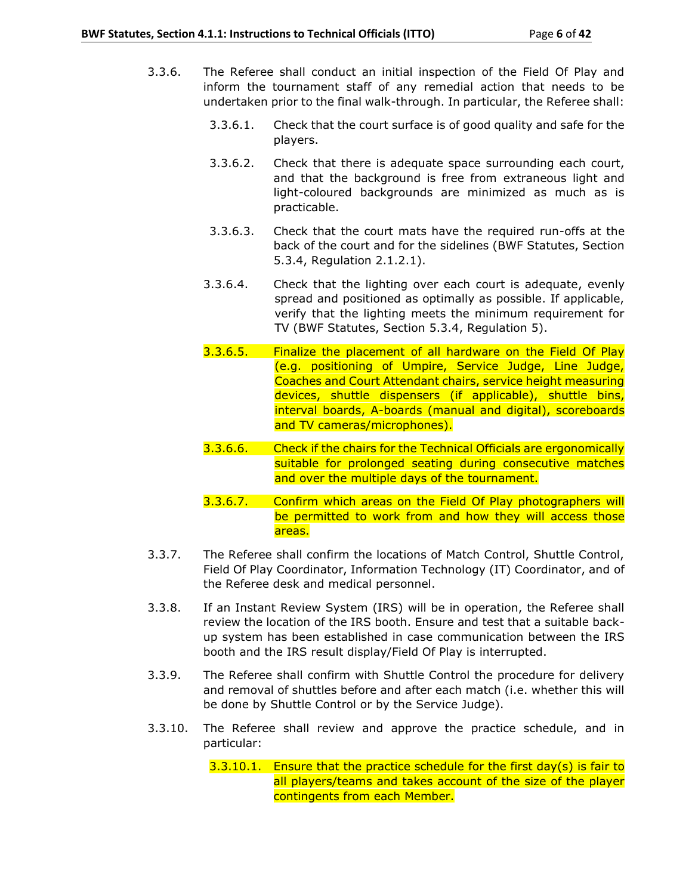3.3.6. The Referee shall conduct an initial inspection of the Field Of Play and inform the tournament staff of any remedial action that needs to be undertaken prior to the final walk-through. In particular, the Referee shall:

3.3.6.1. Check that the court surface is of good quality and safe for the players.

3.3.6.2. Check that there is adequate space surrounding each court, and that the background is free from extraneous light and light-coloured backgrounds are minimized as much as is practicable.

3.3.6.3. Check that the court mats have the required run-offs at the back of the court and for the sidelines (BWF Statutes, Section 5.3.4, Regulation 2.1.2.1).

3.3.6.4. Check that the lighting over each court is adequate, evenly spread and positioned as optimally as possible. If applicable, verify that the lighting meets the minimum requirement for TV (BWF Statutes, Section 5.3.4, Regulation 5).

3.3.6.5. Finalize the placement of all hardware on the Field Of Play (e.g. positioning of Umpire, Service Judge, Line Judge, Coaches and Court Attendant chairs, service height measuring devices, shuttle dispensers (if applicable), shuttle bins, interval boards, A-boards (manual and digital), scoreboards and TV cameras/microphones).

3.3.6.6. Check if the chairs for the Technical Officials are ergonomically suitable for prolonged seating during consecutive matches and over the multiple days of the tournament.

3.3.6.7. Confirm which areas on the Field Of Play photographers will be permitted to work from and how they will access those areas.

3.3.7. The Referee shall confirm the locations of Match Control, Shuttle Control, Field Of Play Coordinator, Information Technology (IT) Coordinator, and of the Referee desk and medical personnel.

3.3.8. If an Instant Review System (IRS) will be in operation, the Referee shall review the location of the IRS booth. Ensure and test that a suitable back-up system has been established in case communication between the IRS booth and the IRS result display/Field Of Play is interrupted.

3.3.9. The Referee shall confirm with Shuttle Control the procedure for delivery and removal of shuttles before and after each match (i.e. whether this will be done by Shuttle Control or by the Service Judge).

3.3.10. The Referee shall review and approve the practice schedule, and in particular:

3.3.10.1. Ensure that the practice schedule for the first day(s) is fair to all players/teams and takes account of the size of the player contingents from each Member.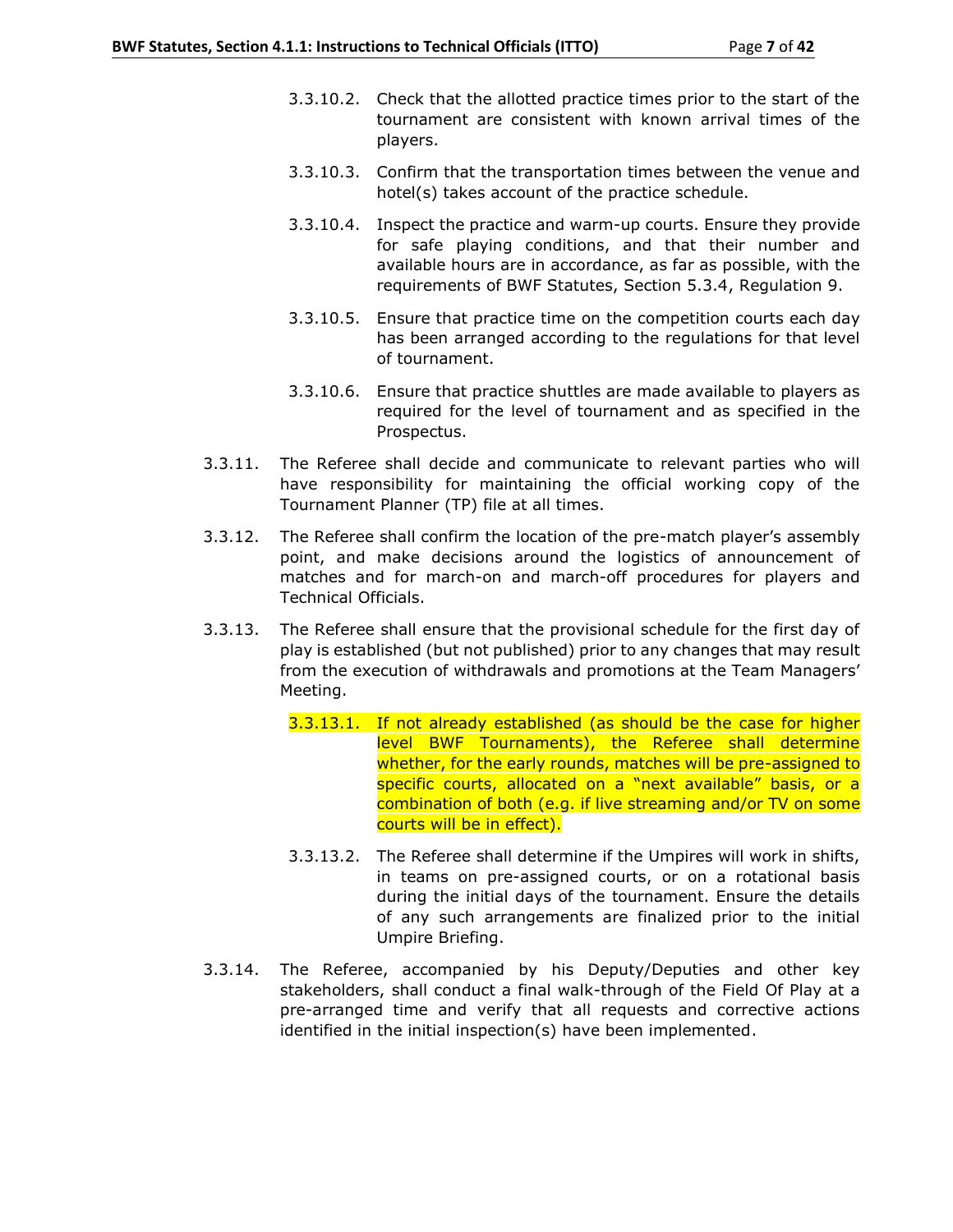3.3.10.2. Check that the allotted practice times prior to the start of the tournament are consistent with known arrival times of the players.

3.3.10.3. Confirm that the transportation times between the venue and hotel(s) takes account of the practice schedule.

3.3.10.4. Inspect the practice and warm-up courts. Ensure they provide for safe playing conditions, and that their number and available hours are in accordance, as far as possible, with the requirements of BWF Statutes, Section 5.3.4, Regulation 9.

3.3.10.5. Ensure that practice time on the competition courts each day has been arranged according to the regulations for that level of tournament.

3.3.10.6. Ensure that practice shuttles are made available to players as required for the level of tournament and as specified in the Prospectus.

3.3.11. The Referee shall decide and communicate to relevant parties who will have responsibility for maintaining the official working copy of the Tournament Planner (TP) file at all times.

3.3.12. The Referee shall confirm the location of the pre-match player's assembly point, and make decisions around the logistics of announcement of matches and for march-on and march-off procedures for players and Technical Officials.

3.3.13. The Referee shall ensure that the provisional schedule for the first day of play is established (but not published) prior to any changes that may result from the execution of withdrawals and promotions at the Team Managers' Meeting.

3.3.13.1. If not already established (as should be the case for higher level BWF Tournaments), the Referee shall determine whether, for the early rounds, matches will be pre-assigned to specific courts, allocated on a "next available" basis, or a combination of both (e.g. if live streaming and/or TV on some courts will be in effect).

3.3.13.2. The Referee shall determine if the Umpires will work in shifts, in teams on pre-assigned courts, or on a rotational basis during the initial days of the tournament. Ensure the details of any such arrangements are finalized prior to the initial Umpire Briefing.

3.3.14. The Referee, accompanied by his Deputy/Deputies and other key stakeholders, shall conduct a final walk-through of the Field Of Play at a pre-arranged time and verify that all requests and corrective actions identified in the initial inspection(s) have been implemented.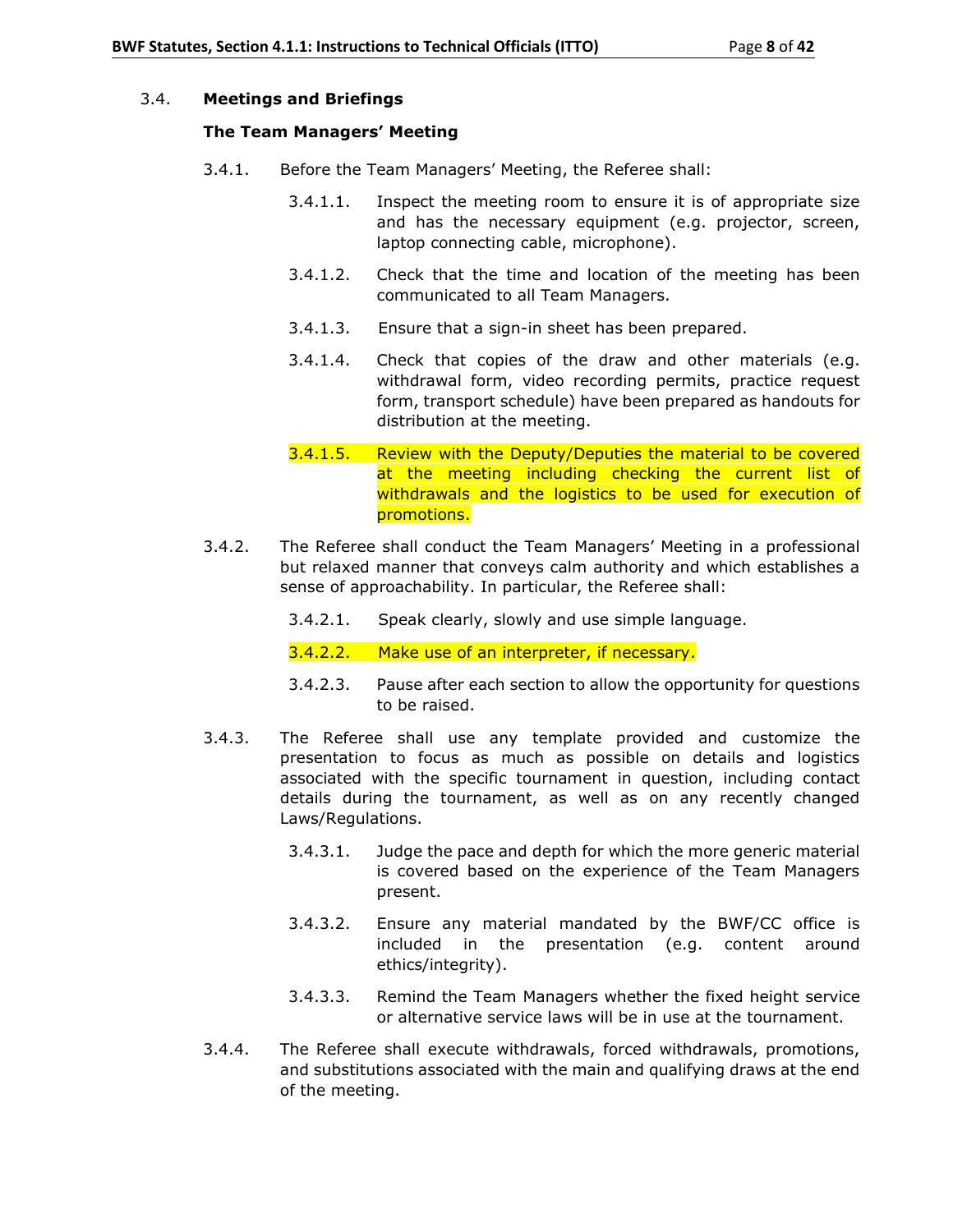### 3.4. Meetings and Briefings

**The Team Managers' Meeting**

3.4.1. Before the Team Managers' Meeting, the Referee shall:

3.4.1.1. Inspect the meeting room to ensure it is of appropriate size and has the necessary equipment (e.g. projector, screen, laptop connecting cable, microphone).

3.4.1.2. Check that the time and location of the meeting has been communicated to all Team Managers.

3.4.1.3. Ensure that a sign-in sheet has been prepared.

3.4.1.4. Check that copies of the draw and other materials (e.g. withdrawal form, video recording permits, practice request form, transport schedule) have been prepared as handouts for distribution at the meeting.

3.4.1.5. Review with the Deputy/Deputies the material to be covered at the meeting including checking the current list of withdrawals and the logistics to be used for execution of promotions.

3.4.2. The Referee shall conduct the Team Managers' Meeting in a professional but relaxed manner that conveys calm authority and which establishes a sense of approachability. In particular, the Referee shall:

3.4.2.1. Speak clearly, slowly and use simple language.

3.4.2.2. Make use of an interpreter, if necessary.

3.4.2.3. Pause after each section to allow the opportunity for questions to be raised.

3.4.3. The Referee shall use any template provided and customize the presentation to focus as much as possible on details and logistics associated with the specific tournament in question, including contact details during the tournament, as well as on any recently changed Laws/Regulations.

3.4.3.1. Judge the pace and depth for which the more generic material is covered based on the experience of the Team Managers present.

3.4.3.2. Ensure any material mandated by the BWF/CC office is included in the presentation (e.g. content around ethics/integrity).

3.4.3.3. Remind the Team Managers whether the fixed height service or alternative service laws will be in use at the tournament.

3.4.4. The Referee shall execute withdrawals, forced withdrawals, promotions, and substitutions associated with the main and qualifying draws at the end of the meeting.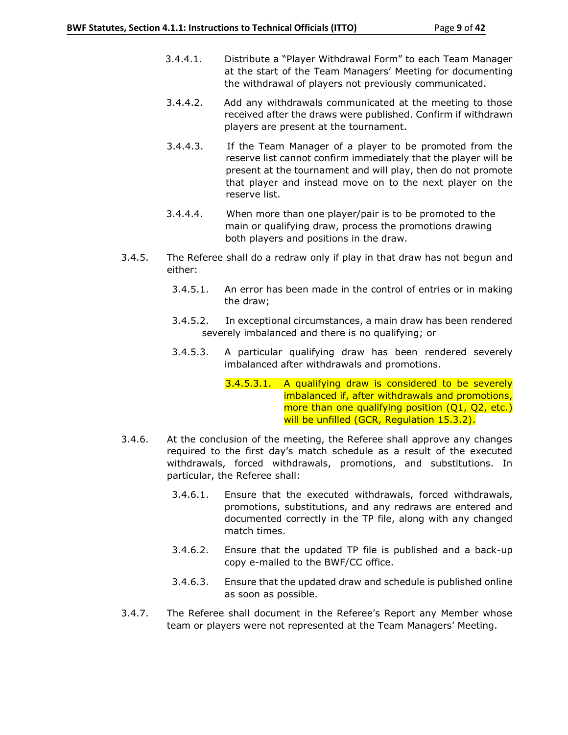3.4.4.1. Distribute a "Player Withdrawal Form" to each Team Manager at the start of the Team Managers' Meeting for documenting the withdrawal of players not previously communicated.

3.4.4.2. Add any withdrawals communicated at the meeting to those received after the draws were published. Confirm if withdrawn players are present at the tournament.

3.4.4.3. If the Team Manager of a player to be promoted from the reserve list cannot confirm immediately that the player will be present at the tournament and will play, then do not promote that player and instead move on to the next player on the reserve list.

3.4.4.4. When more than one player/pair is to be promoted to the main or qualifying draw, process the promotions drawing both players and positions in the draw.

3.4.5. The Referee shall do a redraw only if play in that draw has not begun and either:

3.4.5.1. An error has been made in the control of entries or in making the draw;

3.4.5.2. In exceptional circumstances, a main draw has been rendered severely imbalanced and there is no qualifying; or

3.4.5.3. A particular qualifying draw has been rendered severely imbalanced after withdrawals and promotions.

3.4.5.3.1. A qualifying draw is considered to be severely imbalanced if, after withdrawals and promotions, more than one qualifying position (Q1, Q2, etc.) will be unfilled (GCR, Regulation 15.3.2).

3.4.6. At the conclusion of the meeting, the Referee shall approve any changes required to the first day's match schedule as a result of the executed withdrawals, forced withdrawals, promotions, and substitutions. In particular, the Referee shall:

3.4.6.1. Ensure that the executed withdrawals, forced withdrawals, promotions, substitutions, and any redraws are entered and documented correctly in the TP file, along with any changed match times.

3.4.6.2. Ensure that the updated TP file is published and a back-up copy e-mailed to the BWF/CC office.

3.4.6.3. Ensure that the updated draw and schedule is published online as soon as possible.

3.4.7. The Referee shall document in the Referee's Report any Member whose team or players were not represented at the Team Managers' Meeting.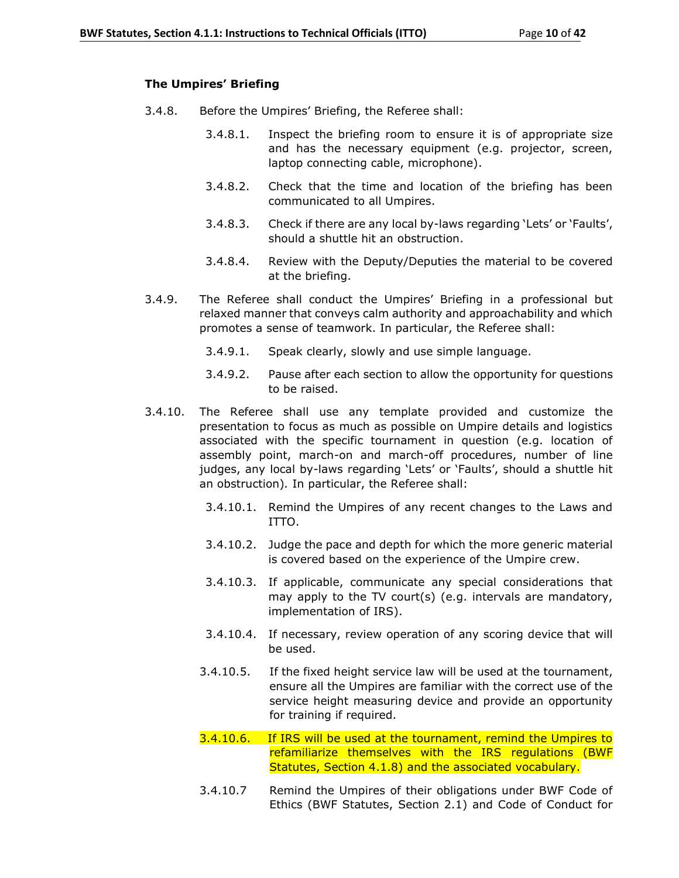### The Umpires' Briefing

3.4.8. Before the Umpires' Briefing, the Referee shall:

- 3.4.8.1. Inspect the briefing room to ensure it is of appropriate size and has the necessary equipment (e.g. projector, screen, laptop connecting cable, microphone).
- 3.4.8.2. Check that the time and location of the briefing has been communicated to all Umpires.
- 3.4.8.3. Check if there are any local by-laws regarding 'Lets' or 'Faults', should a shuttle hit an obstruction.
- 3.4.8.4. Review with the Deputy/Deputies the material to be covered at the briefing.

3.4.9. The Referee shall conduct the Umpires' Briefing in a professional but relaxed manner that conveys calm authority and approachability and which promotes a sense of teamwork. In particular, the Referee shall:

- 3.4.9.1. Speak clearly, slowly and use simple language.
- 3.4.9.2. Pause after each section to allow the opportunity for questions to be raised.

3.4.10. The Referee shall use any template provided and customize the presentation to focus as much as possible on Umpire details and logistics associated with the specific tournament in question (e.g. location of assembly point, march-on and march-off procedures, number of line judges, any local by-laws regarding 'Lets' or 'Faults', should a shuttle hit an obstruction). In particular, the Referee shall:

- 3.4.10.1. Remind the Umpires of any recent changes to the Laws and ITTO.
- 3.4.10.2. Judge the pace and depth for which the more generic material is covered based on the experience of the Umpire crew.
- 3.4.10.3. If applicable, communicate any special considerations that may apply to the TV court(s) (e.g. intervals are mandatory, implementation of IRS).
- 3.4.10.4. If necessary, review operation of any scoring device that will be used.
- 3.4.10.5. If the fixed height service law will be used at the tournament, ensure all the Umpires are familiar with the correct use of the service height measuring device and provide an opportunity for training if required.
- 3.4.10.6. If IRS will be used at the tournament, remind the Umpires to refamiliarize themselves with the IRS regulations (BWF Statutes, Section 4.1.8) and the associated vocabulary.
- 3.4.10.7 Remind the Umpires of their obligations under BWF Code of Ethics (BWF Statutes, Section 2.1) and Code of Conduct for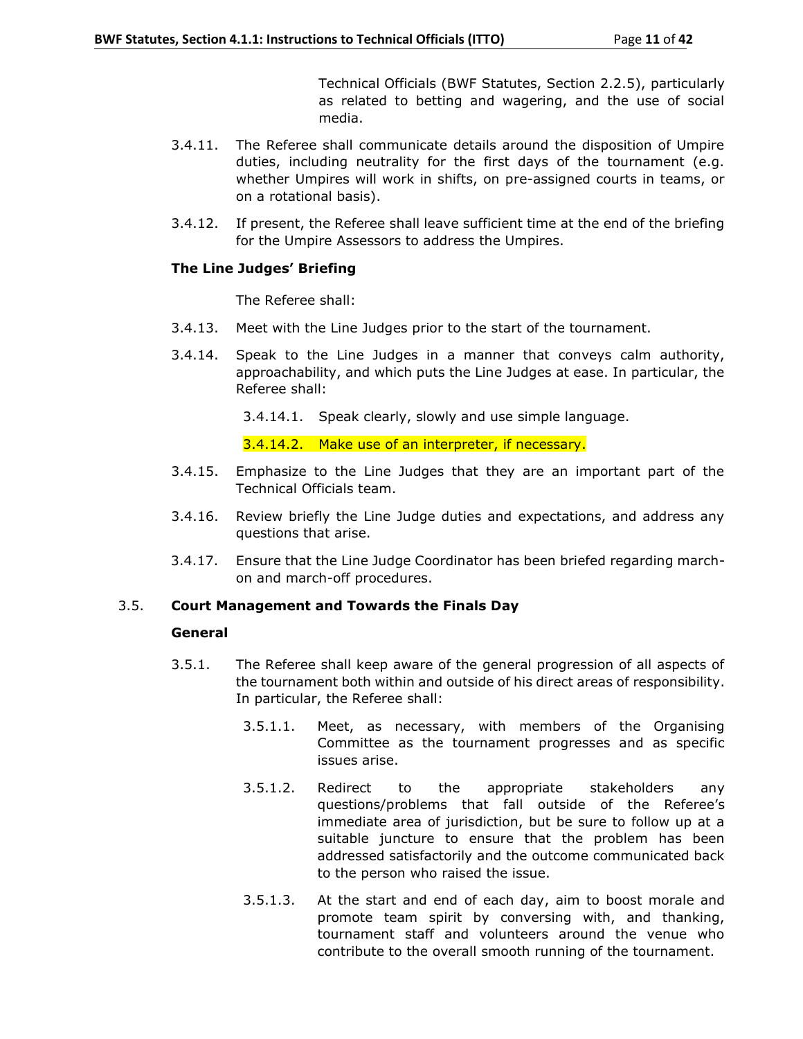Technical Officials (BWF Statutes, Section 2.2.5), particularly as related to betting and wagering, and the use of social media.

3.4.11. The Referee shall communicate details around the disposition of Umpire duties, including neutrality for the first days of the tournament (e.g. whether Umpires will work in shifts, on pre-assigned courts in teams, or on a rotational basis).

3.4.12. If present, the Referee shall leave sufficient time at the end of the briefing for the Umpire Assessors to address the Umpires.

**The Line Judges' Briefing**

The Referee shall:

3.4.13. Meet with the Line Judges prior to the start of the tournament.

3.4.14. Speak to the Line Judges in a manner that conveys calm authority, approachability, and which puts the Line Judges at ease. In particular, the Referee shall:

3.4.14.1. Speak clearly, slowly and use simple language.

3.4.14.2. Make use of an interpreter, if necessary.

3.4.15. Emphasize to the Line Judges that they are an important part of the Technical Officials team.

3.4.16. Review briefly the Line Judge duties and expectations, and address any questions that arise.

3.4.17. Ensure that the Line Judge Coordinator has been briefed regarding march-on and march-off procedures.

### 3.5. Court Management and Towards the Finals Day

**General**

3.5.1. The Referee shall keep aware of the general progression of all aspects of the tournament both within and outside of his direct areas of responsibility. In particular, the Referee shall:

3.5.1.1. Meet, as necessary, with members of the Organising Committee as the tournament progresses and as specific issues arise.

3.5.1.2. Redirect to the appropriate stakeholders any questions/problems that fall outside of the Referee's immediate area of jurisdiction, but be sure to follow up at a suitable juncture to ensure that the problem has been addressed satisfactorily and the outcome communicated back to the person who raised the issue.

3.5.1.3. At the start and end of each day, aim to boost morale and promote team spirit by conversing with, and thanking, tournament staff and volunteers around the venue who contribute to the overall smooth running of the tournament.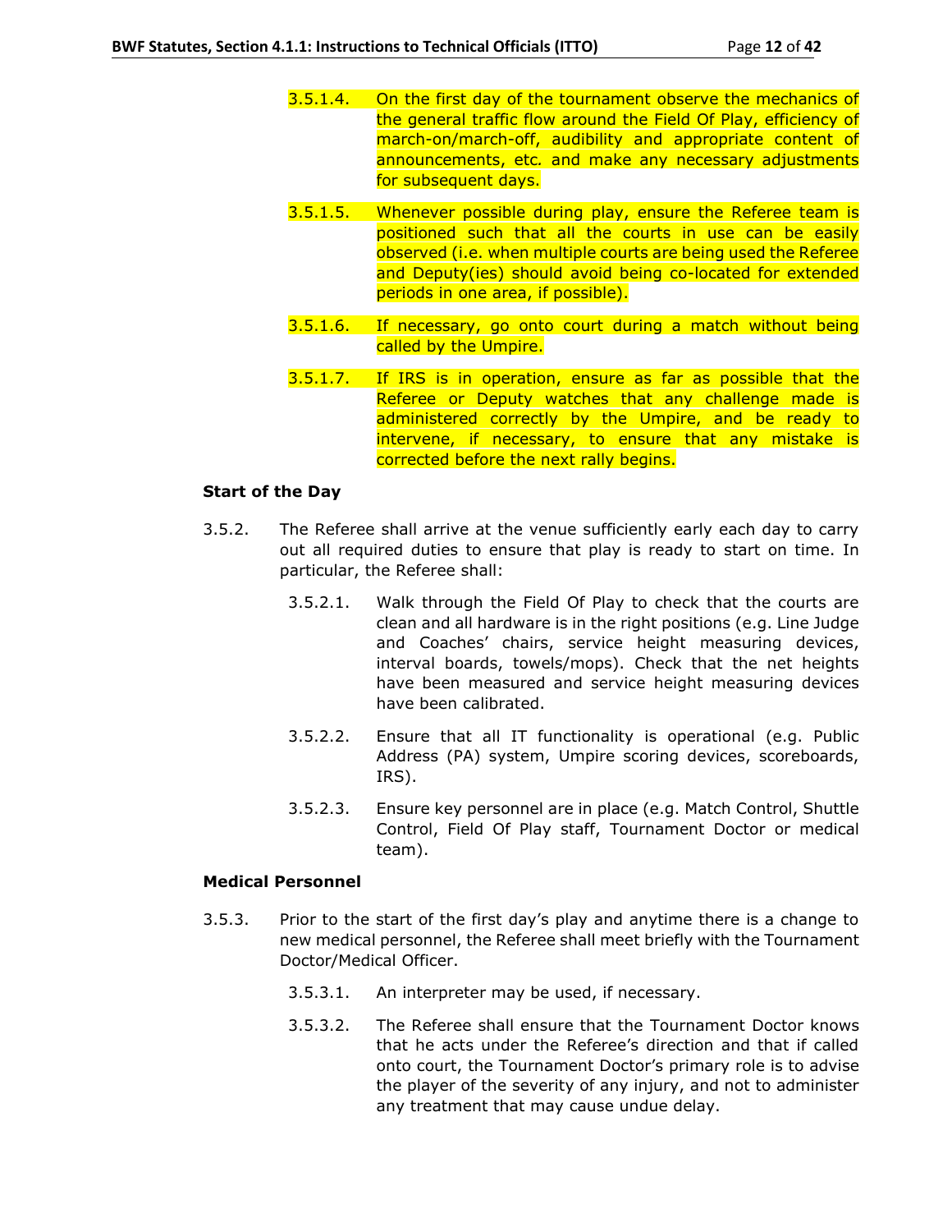3.5.1.4. On the first day of the tournament observe the mechanics of the general traffic flow around the Field Of Play, efficiency of march-on/march-off, audibility and appropriate content of announcements, etc. and make any necessary adjustments for subsequent days.

3.5.1.5. Whenever possible during play, ensure the Referee team is positioned such that all the courts in use can be easily observed (i.e. when multiple courts are being used the Referee and Deputy(ies) should avoid being co-located for extended periods in one area, if possible).

3.5.1.6. If necessary, go onto court during a match without being called by the Umpire.

3.5.1.7. If IRS is in operation, ensure as far as possible that the Referee or Deputy watches that any challenge made is administered correctly by the Umpire, and be ready to intervene, if necessary, to ensure that any mistake is corrected before the next rally begins.

**Start of the Day**

3.5.2. The Referee shall arrive at the venue sufficiently early each day to carry out all required duties to ensure that play is ready to start on time. In particular, the Referee shall:

3.5.2.1. Walk through the Field Of Play to check that the courts are clean and all hardware is in the right positions (e.g. Line Judge and Coaches' chairs, service height measuring devices, interval boards, towels/mops). Check that the net heights have been measured and service height measuring devices have been calibrated.

3.5.2.2. Ensure that all IT functionality is operational (e.g. Public Address (PA) system, Umpire scoring devices, scoreboards, IRS).

3.5.2.3. Ensure key personnel are in place (e.g. Match Control, Shuttle Control, Field Of Play staff, Tournament Doctor or medical team).

**Medical Personnel**

3.5.3. Prior to the start of the first day's play and anytime there is a change to new medical personnel, the Referee shall meet briefly with the Tournament Doctor/Medical Officer.

3.5.3.1. An interpreter may be used, if necessary.

3.5.3.2. The Referee shall ensure that the Tournament Doctor knows that he acts under the Referee's direction and that if called onto court, the Tournament Doctor's primary role is to advise the player of the severity of any injury, and not to administer any treatment that may cause undue delay.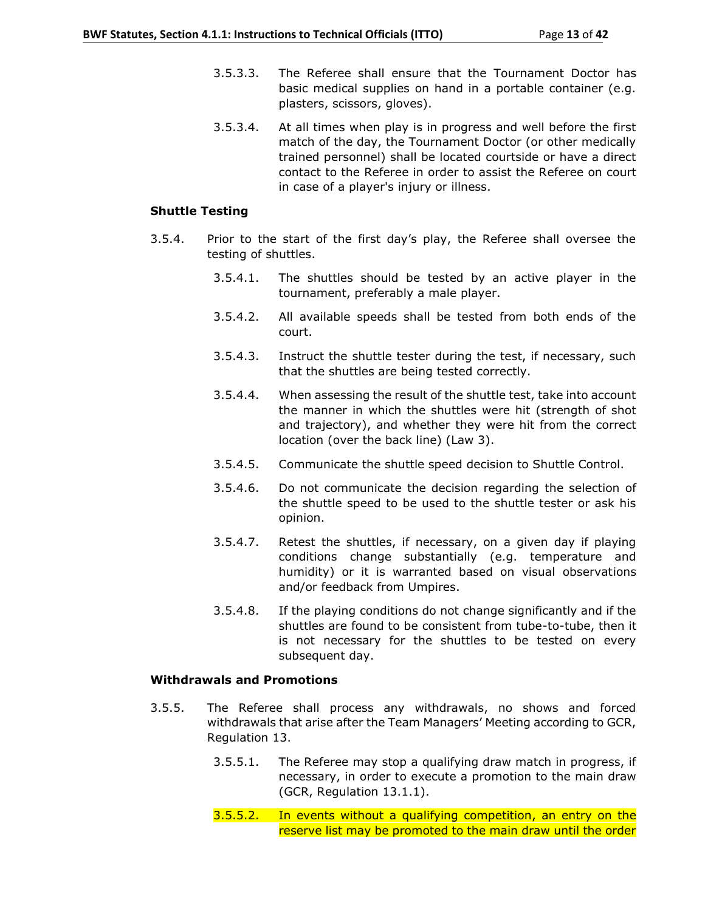3.5.3.3. The Referee shall ensure that the Tournament Doctor has basic medical supplies on hand in a portable container (e.g. plasters, scissors, gloves).

3.5.3.4. At all times when play is in progress and well before the first match of the day, the Tournament Doctor (or other medically trained personnel) shall be located courtside or have a direct contact to the Referee in order to assist the Referee on court in case of a player's injury or illness.

**Shuttle Testing**

3.5.4. Prior to the start of the first day's play, the Referee shall oversee the testing of shuttles.

3.5.4.1. The shuttles should be tested by an active player in the tournament, preferably a male player.

3.5.4.2. All available speeds shall be tested from both ends of the court.

3.5.4.3. Instruct the shuttle tester during the test, if necessary, such that the shuttles are being tested correctly.

3.5.4.4. When assessing the result of the shuttle test, take into account the manner in which the shuttles were hit (strength of shot and trajectory), and whether they were hit from the correct location (over the back line) (Law 3).

3.5.4.5. Communicate the shuttle speed decision to Shuttle Control.

3.5.4.6. Do not communicate the decision regarding the selection of the shuttle speed to be used to the shuttle tester or ask his opinion.

3.5.4.7. Retest the shuttles, if necessary, on a given day if playing conditions change substantially (e.g. temperature and humidity) or it is warranted based on visual observations and/or feedback from Umpires.

3.5.4.8. If the playing conditions do not change significantly and if the shuttles are found to be consistent from tube-to-tube, then it is not necessary for the shuttles to be tested on every subsequent day.

**Withdrawals and Promotions**

3.5.5. The Referee shall process any withdrawals, no shows and forced withdrawals that arise after the Team Managers' Meeting according to GCR, Regulation 13.

3.5.5.1. The Referee may stop a qualifying draw match in progress, if necessary, in order to execute a promotion to the main draw (GCR, Regulation 13.1.1).

3.5.5.2. In events without a qualifying competition, an entry on the reserve list may be promoted to the main draw until the order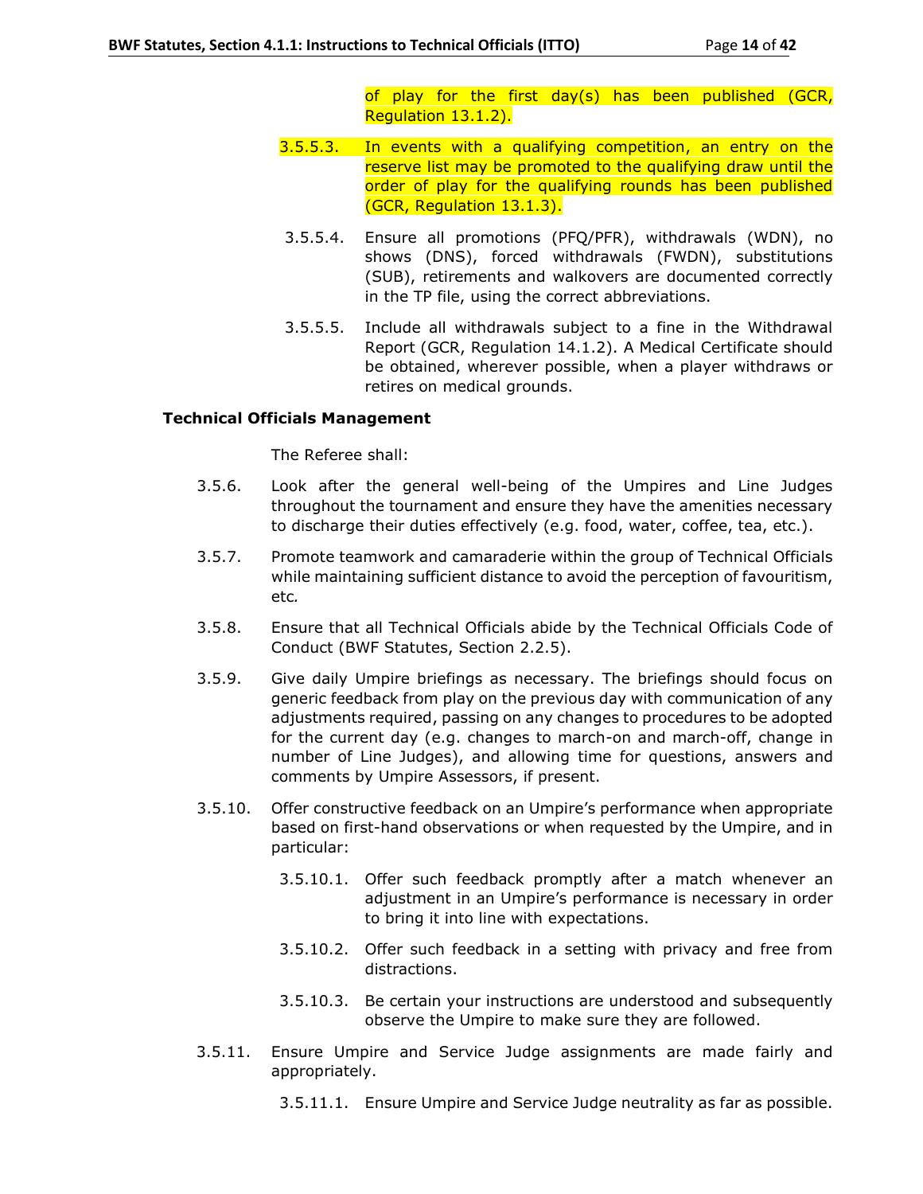of play for the first day(s) has been published (GCR, Regulation 13.1.2).

3.5.5.3. In events with a qualifying competition, an entry on the reserve list may be promoted to the qualifying draw until the order of play for the qualifying rounds has been published (GCR, Regulation 13.1.3).

3.5.5.4. Ensure all promotions (PFQ/PFR), withdrawals (WDN), no shows (DNS), forced withdrawals (FWDN), substitutions (SUB), retirements and walkovers are documented correctly in the TP file, using the correct abbreviations.

3.5.5.5. Include all withdrawals subject to a fine in the Withdrawal Report (GCR, Regulation 14.1.2). A Medical Certificate should be obtained, wherever possible, when a player withdraws or retires on medical grounds.

**Technical Officials Management**

The Referee shall:

3.5.6. Look after the general well-being of the Umpires and Line Judges throughout the tournament and ensure they have the amenities necessary to discharge their duties effectively (e.g. food, water, coffee, tea, etc.).

3.5.7. Promote teamwork and camaraderie within the group of Technical Officials while maintaining sufficient distance to avoid the perception of favouritism, etc.

3.5.8. Ensure that all Technical Officials abide by the Technical Officials Code of Conduct (BWF Statutes, Section 2.2.5).

3.5.9. Give daily Umpire briefings as necessary. The briefings should focus on generic feedback from play on the previous day with communication of any adjustments required, passing on any changes to procedures to be adopted for the current day (e.g. changes to march-on and march-off, change in number of Line Judges), and allowing time for questions, answers and comments by Umpire Assessors, if present.

3.5.10. Offer constructive feedback on an Umpire's performance when appropriate based on first-hand observations or when requested by the Umpire, and in particular:

3.5.10.1. Offer such feedback promptly after a match whenever an adjustment in an Umpire's performance is necessary in order to bring it into line with expectations.

3.5.10.2. Offer such feedback in a setting with privacy and free from distractions.

3.5.10.3. Be certain your instructions are understood and subsequently observe the Umpire to make sure they are followed.

3.5.11. Ensure Umpire and Service Judge assignments are made fairly and appropriately.

3.5.11.1. Ensure Umpire and Service Judge neutrality as far as possible.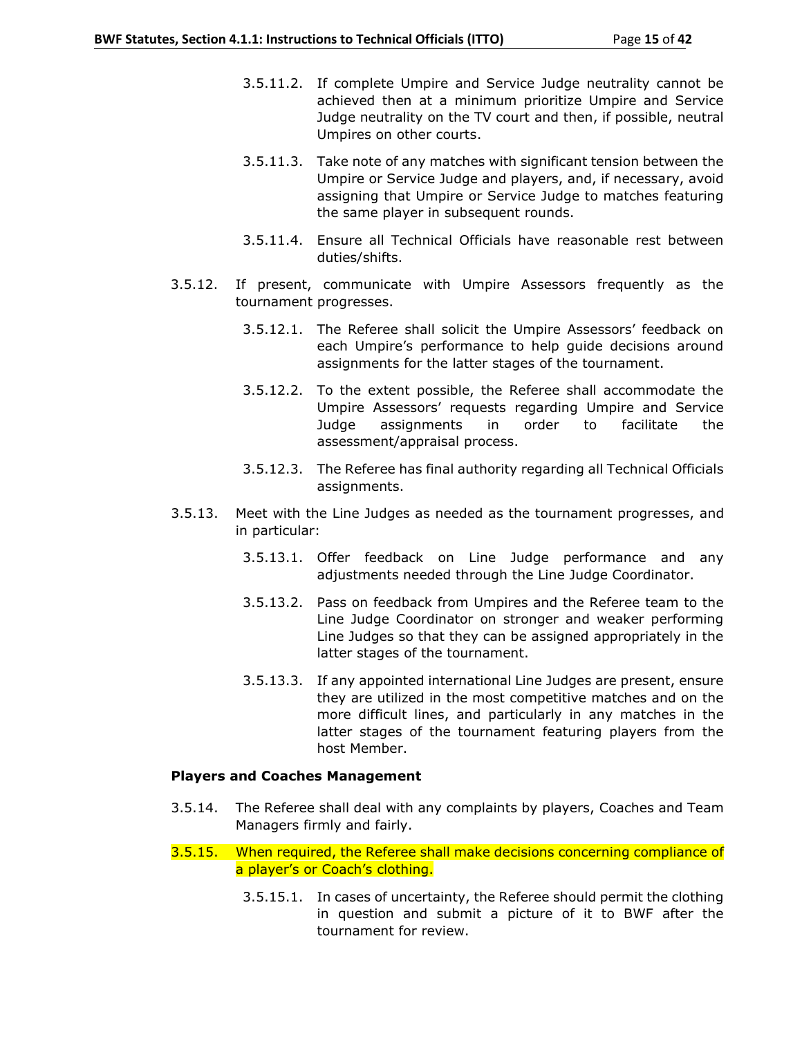3.5.11.2. If complete Umpire and Service Judge neutrality cannot be achieved then at a minimum prioritize Umpire and Service Judge neutrality on the TV court and then, if possible, neutral Umpires on other courts.

3.5.11.3. Take note of any matches with significant tension between the Umpire or Service Judge and players, and, if necessary, avoid assigning that Umpire or Service Judge to matches featuring the same player in subsequent rounds.

3.5.11.4. Ensure all Technical Officials have reasonable rest between duties/shifts.

3.5.12. If present, communicate with Umpire Assessors frequently as the tournament progresses.

3.5.12.1. The Referee shall solicit the Umpire Assessors' feedback on each Umpire's performance to help guide decisions around assignments for the latter stages of the tournament.

3.5.12.2. To the extent possible, the Referee shall accommodate the Umpire Assessors' requests regarding Umpire and Service Judge assignments in order to facilitate the assessment/appraisal process.

3.5.12.3. The Referee has final authority regarding all Technical Officials assignments.

3.5.13. Meet with the Line Judges as needed as the tournament progresses, and in particular:

3.5.13.1. Offer feedback on Line Judge performance and any adjustments needed through the Line Judge Coordinator.

3.5.13.2. Pass on feedback from Umpires and the Referee team to the Line Judge Coordinator on stronger and weaker performing Line Judges so that they can be assigned appropriately in the latter stages of the tournament.

3.5.13.3. If any appointed international Line Judges are present, ensure they are utilized in the most competitive matches and on the more difficult lines, and particularly in any matches in the latter stages of the tournament featuring players from the host Member.

**Players and Coaches Management**

3.5.14. The Referee shall deal with any complaints by players, Coaches and Team Managers firmly and fairly.

3.5.15. When required, the Referee shall make decisions concerning compliance of a player's or Coach's clothing.

3.5.15.1. In cases of uncertainty, the Referee should permit the clothing in question and submit a picture of it to BWF after the tournament for review.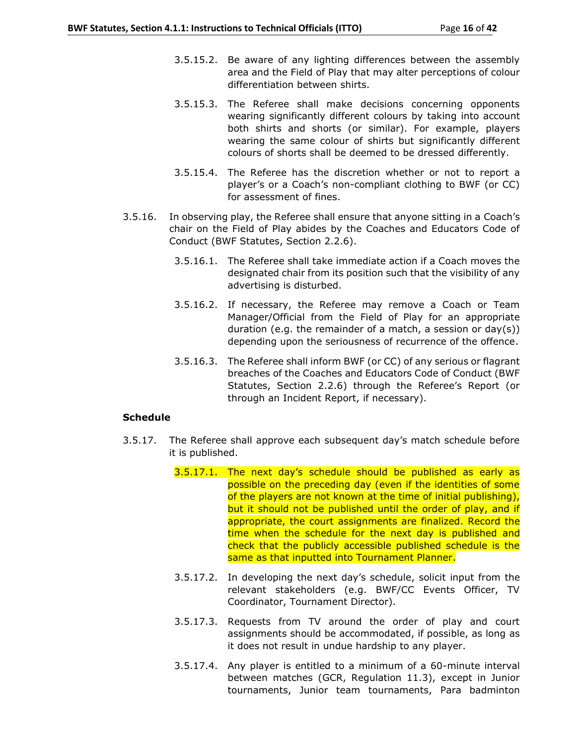3.5.15.2. Be aware of any lighting differences between the assembly area and the Field of Play that may alter perceptions of colour differentiation between shirts.

3.5.15.3. The Referee shall make decisions concerning opponents wearing significantly different colours by taking into account both shirts and shorts (or similar). For example, players wearing the same colour of shirts but significantly different colours of shorts shall be deemed to be dressed differently.

3.5.15.4. The Referee has the discretion whether or not to report a player's or a Coach's non-compliant clothing to BWF (or CC) for assessment of fines.

3.5.16. In observing play, the Referee shall ensure that anyone sitting in a Coach's chair on the Field of Play abides by the Coaches and Educators Code of Conduct (BWF Statutes, Section 2.2.6).

3.5.16.1. The Referee shall take immediate action if a Coach moves the designated chair from its position such that the visibility of any advertising is disturbed.

3.5.16.2. If necessary, the Referee may remove a Coach or Team Manager/Official from the Field of Play for an appropriate duration (e.g. the remainder of a match, a session or day(s)) depending upon the seriousness of recurrence of the offence.

3.5.16.3. The Referee shall inform BWF (or CC) of any serious or flagrant breaches of the Coaches and Educators Code of Conduct (BWF Statutes, Section 2.2.6) through the Referee's Report (or through an Incident Report, if necessary).

**Schedule**

3.5.17. The Referee shall approve each subsequent day's match schedule before it is published.

3.5.17.1. The next day's schedule should be published as early as possible on the preceding day (even if the identities of some of the players are not known at the time of initial publishing), but it should not be published until the order of play, and if appropriate, the court assignments are finalized. Record the time when the schedule for the next day is published and check that the publicly accessible published schedule is the same as that inputted into Tournament Planner.

3.5.17.2. In developing the next day's schedule, solicit input from the relevant stakeholders (e.g. BWF/CC Events Officer, TV Coordinator, Tournament Director).

3.5.17.3. Requests from TV around the order of play and court assignments should be accommodated, if possible, as long as it does not result in undue hardship to any player.

3.5.17.4. Any player is entitled to a minimum of a 60-minute interval between matches (GCR, Regulation 11.3), except in Junior tournaments, Junior team tournaments, Para badminton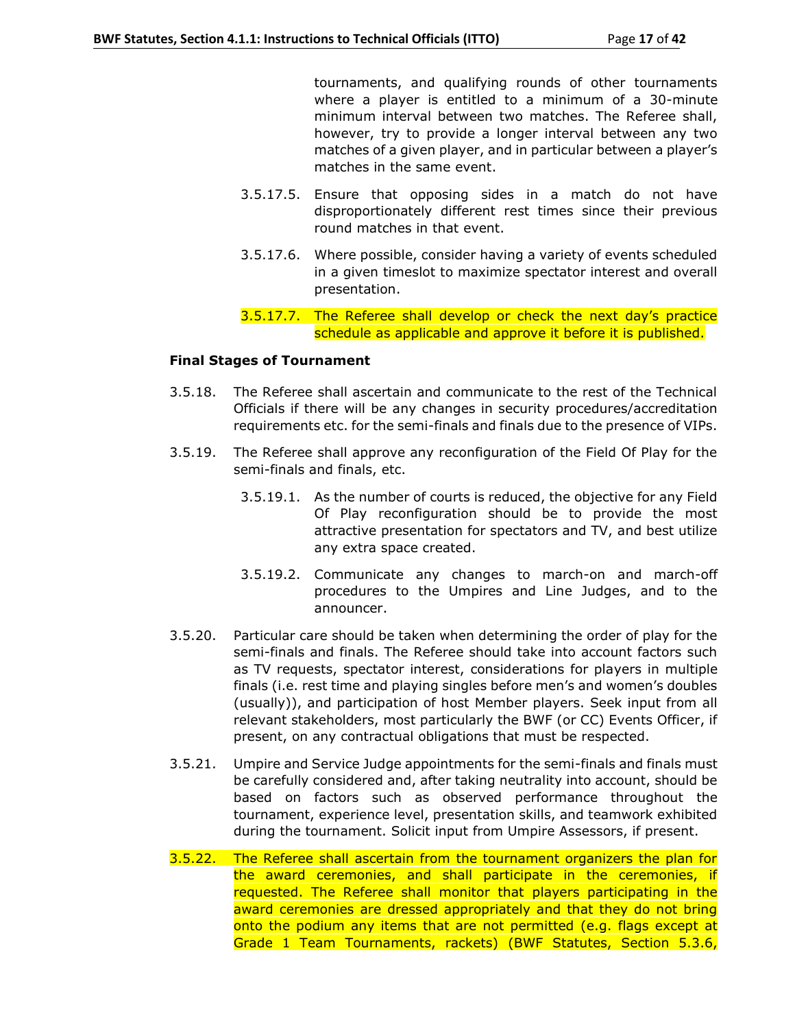tournaments, and qualifying rounds of other tournaments where a player is entitled to a minimum of a 30-minute minimum interval between two matches. The Referee shall, however, try to provide a longer interval between any two matches of a given player, and in particular between a player's matches in the same event.

3.5.17.5. Ensure that opposing sides in a match do not have disproportionately different rest times since their previous round matches in that event.

3.5.17.6. Where possible, consider having a variety of events scheduled in a given timeslot to maximize spectator interest and overall presentation.

3.5.17.7. The Referee shall develop or check the next day's practice schedule as applicable and approve it before it is published.

**Final Stages of Tournament**

3.5.18. The Referee shall ascertain and communicate to the rest of the Technical Officials if there will be any changes in security procedures/accreditation requirements etc. for the semi-finals and finals due to the presence of VIPs.

3.5.19. The Referee shall approve any reconfiguration of the Field Of Play for the semi-finals and finals, etc.

3.5.19.1. As the number of courts is reduced, the objective for any Field Of Play reconfiguration should be to provide the most attractive presentation for spectators and TV, and best utilize any extra space created.

3.5.19.2. Communicate any changes to march-on and march-off procedures to the Umpires and Line Judges, and to the announcer.

3.5.20. Particular care should be taken when determining the order of play for the semi-finals and finals. The Referee should take into account factors such as TV requests, spectator interest, considerations for players in multiple finals (i.e. rest time and playing singles before men's and women's doubles (usually)), and participation of host Member players. Seek input from all relevant stakeholders, most particularly the BWF (or CC) Events Officer, if present, on any contractual obligations that must be respected.

3.5.21. Umpire and Service Judge appointments for the semi-finals and finals must be carefully considered and, after taking neutrality into account, should be based on factors such as observed performance throughout the tournament, experience level, presentation skills, and teamwork exhibited during the tournament. Solicit input from Umpire Assessors, if present.

3.5.22. The Referee shall ascertain from the tournament organizers the plan for the award ceremonies, and shall participate in the ceremonies, if requested. The Referee shall monitor that players participating in the award ceremonies are dressed appropriately and that they do not bring onto the podium any items that are not permitted (e.g. flags except at Grade 1 Team Tournaments, rackets) (BWF Statutes, Section 5.3.6,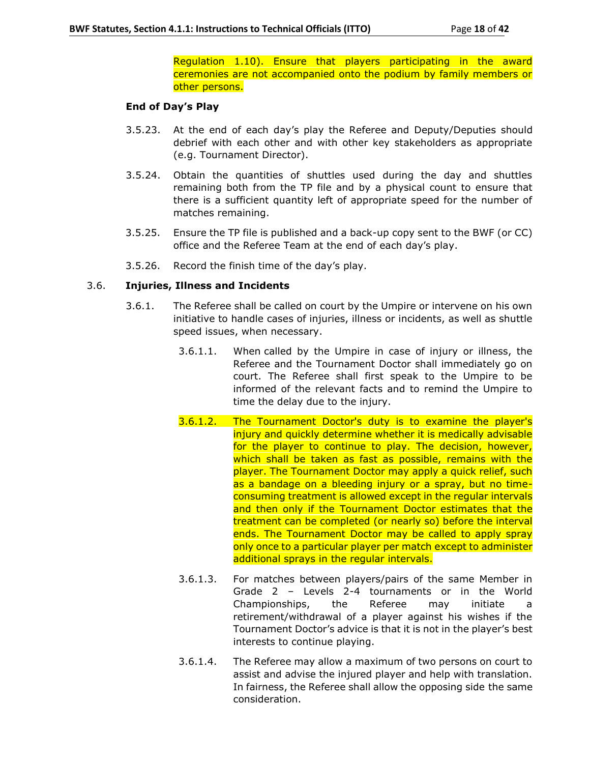Regulation 1.10). Ensure that players participating in the award ceremonies are not accompanied onto the podium by family members or other persons.

**End of Day's Play**

3.5.23. At the end of each day's play the Referee and Deputy/Deputies should debrief with each other and with other key stakeholders as appropriate (e.g. Tournament Director).

3.5.24. Obtain the quantities of shuttles used during the day and shuttles remaining both from the TP file and by a physical count to ensure that there is a sufficient quantity left of appropriate speed for the number of matches remaining.

3.5.25. Ensure the TP file is published and a back-up copy sent to the BWF (or CC) office and the Referee Team at the end of each day's play.

3.5.26. Record the finish time of the day's play.

## 3.6. Injuries, Illness and Incidents

3.6.1. The Referee shall be called on court by the Umpire or intervene on his own initiative to handle cases of injuries, illness or incidents, as well as shuttle speed issues, when necessary.

3.6.1.1. When called by the Umpire in case of injury or illness, the Referee and the Tournament Doctor shall immediately go on court. The Referee shall first speak to the Umpire to be informed of the relevant facts and to remind the Umpire to time the delay due to the injury.

3.6.1.2. The Tournament Doctor's duty is to examine the player's injury and quickly determine whether it is medically advisable for the player to continue to play. The decision, however, which shall be taken as fast as possible, remains with the player. The Tournament Doctor may apply a quick relief, such as a bandage on a bleeding injury or a spray, but no time-consuming treatment is allowed except in the regular intervals and then only if the Tournament Doctor estimates that the treatment can be completed (or nearly so) before the interval ends. The Tournament Doctor may be called to apply spray only once to a particular player per match except to administer additional sprays in the regular intervals.

3.6.1.3. For matches between players/pairs of the same Member in Grade 2 – Levels 2-4 tournaments or in the World Championships, the Referee may initiate a retirement/withdrawal of a player against his wishes if the Tournament Doctor's advice is that it is not in the player's best interests to continue playing.

3.6.1.4. The Referee may allow a maximum of two persons on court to assist and advise the injured player and help with translation. In fairness, the Referee shall allow the opposing side the same consideration.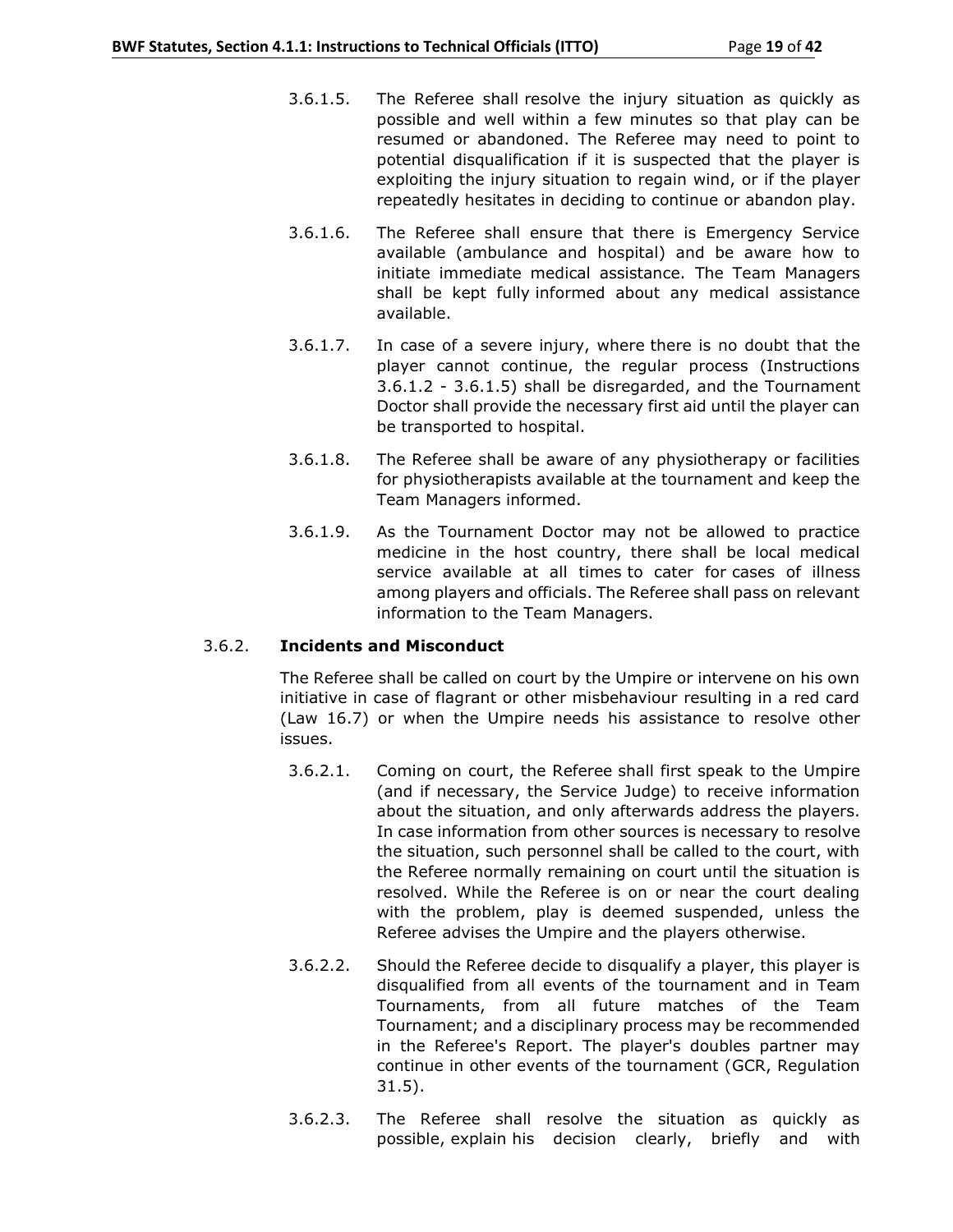3.6.1.5. The Referee shall resolve the injury situation as quickly as possible and well within a few minutes so that play can be resumed or abandoned. The Referee may need to point to potential disqualification if it is suspected that the player is exploiting the injury situation to regain wind, or if the player repeatedly hesitates in deciding to continue or abandon play.

3.6.1.6. The Referee shall ensure that there is Emergency Service available (ambulance and hospital) and be aware how to initiate immediate medical assistance. The Team Managers shall be kept fully informed about any medical assistance available.

3.6.1.7. In case of a severe injury, where there is no doubt that the player cannot continue, the regular process (Instructions 3.6.1.2 - 3.6.1.5) shall be disregarded, and the Tournament Doctor shall provide the necessary first aid until the player can be transported to hospital.

3.6.1.8. The Referee shall be aware of any physiotherapy or facilities for physiotherapists available at the tournament and keep the Team Managers informed.

3.6.1.9. As the Tournament Doctor may not be allowed to practice medicine in the host country, there shall be local medical service available at all times to cater for cases of illness among players and officials. The Referee shall pass on relevant information to the Team Managers.

### 3.6.2. **Incidents and Misconduct**

The Referee shall be called on court by the Umpire or intervene on his own initiative in case of flagrant or other misbehaviour resulting in a red card (Law 16.7) or when the Umpire needs his assistance to resolve other issues.

3.6.2.1. Coming on court, the Referee shall first speak to the Umpire (and if necessary, the Service Judge) to receive information about the situation, and only afterwards address the players. In case information from other sources is necessary to resolve the situation, such personnel shall be called to the court, with the Referee normally remaining on court until the situation is resolved. While the Referee is on or near the court dealing with the problem, play is deemed suspended, unless the Referee advises the Umpire and the players otherwise.

3.6.2.2. Should the Referee decide to disqualify a player, this player is disqualified from all events of the tournament and in Team Tournaments, from all future matches of the Team Tournament; and a disciplinary process may be recommended in the Referee's Report. The player's doubles partner may continue in other events of the tournament (GCR, Regulation 31.5).

3.6.2.3. The Referee shall resolve the situation as quickly as possible, explain his decision clearly, briefly and with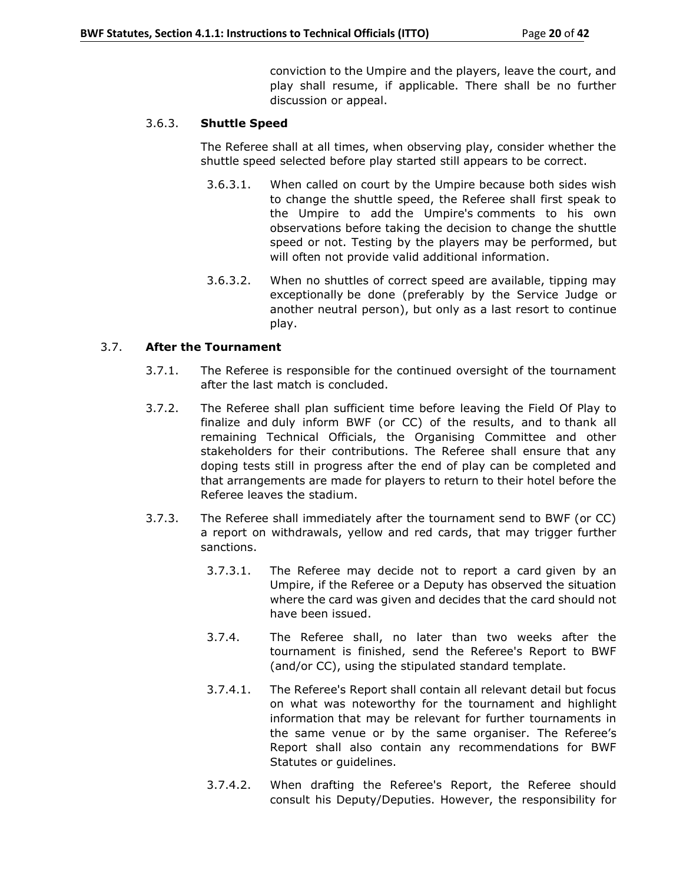conviction to the Umpire and the players, leave the court, and play shall resume, if applicable. There shall be no further discussion or appeal.

### 3.6.3. Shuttle Speed

The Referee shall at all times, when observing play, consider whether the shuttle speed selected before play started still appears to be correct.

3.6.3.1. When called on court by the Umpire because both sides wish to change the shuttle speed, the Referee shall first speak to the Umpire to add the Umpire's comments to his own observations before taking the decision to change the shuttle speed or not. Testing by the players may be performed, but will often not provide valid additional information.

3.6.3.2. When no shuttles of correct speed are available, tipping may exceptionally be done (preferably by the Service Judge or another neutral person), but only as a last resort to continue play.

## 3.7. After the Tournament

3.7.1. The Referee is responsible for the continued oversight of the tournament after the last match is concluded.

3.7.2. The Referee shall plan sufficient time before leaving the Field Of Play to finalize and duly inform BWF (or CC) of the results, and to thank all remaining Technical Officials, the Organising Committee and other stakeholders for their contributions. The Referee shall ensure that any doping tests still in progress after the end of play can be completed and that arrangements are made for players to return to their hotel before the Referee leaves the stadium.

3.7.3. The Referee shall immediately after the tournament send to BWF (or CC) a report on withdrawals, yellow and red cards, that may trigger further sanctions.

3.7.3.1. The Referee may decide not to report a card given by an Umpire, if the Referee or a Deputy has observed the situation where the card was given and decides that the card should not have been issued.

3.7.4. The Referee shall, no later than two weeks after the tournament is finished, send the Referee's Report to BWF (and/or CC), using the stipulated standard template.

3.7.4.1. The Referee's Report shall contain all relevant detail but focus on what was noteworthy for the tournament and highlight information that may be relevant for further tournaments in the same venue or by the same organiser. The Referee's Report shall also contain any recommendations for BWF Statutes or guidelines.

3.7.4.2. When drafting the Referee's Report, the Referee should consult his Deputy/Deputies. However, the responsibility for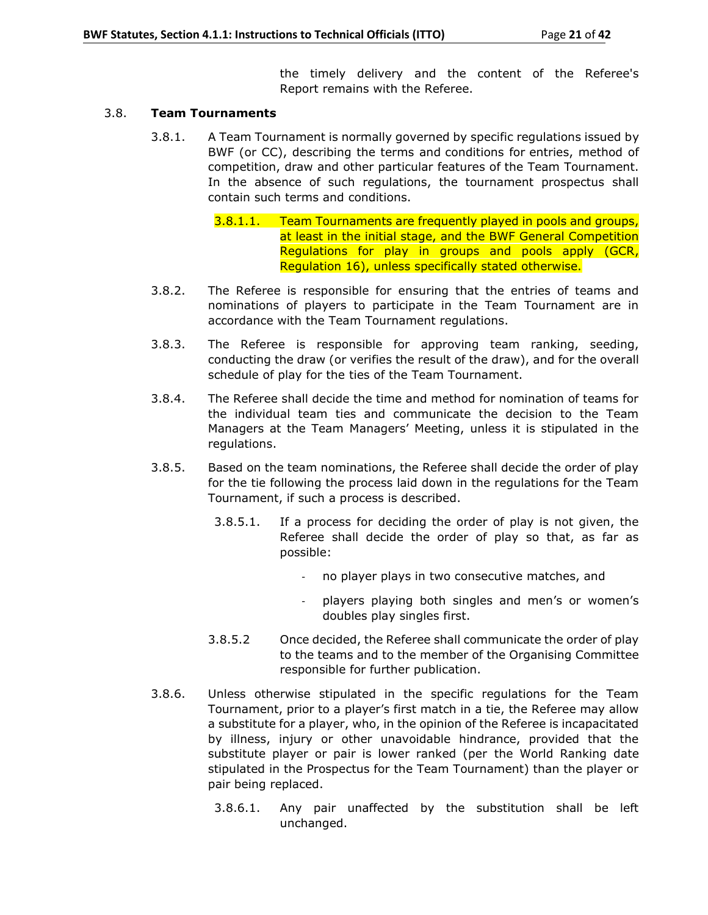the timely delivery and the content of the Referee's Report remains with the Referee.

### 3.8. Team Tournaments

3.8.1. A Team Tournament is normally governed by specific regulations issued by BWF (or CC), describing the terms and conditions for entries, method of competition, draw and other particular features of the Team Tournament. In the absence of such regulations, the tournament prospectus shall contain such terms and conditions.

3.8.1.1. Team Tournaments are frequently played in pools and groups, at least in the initial stage, and the BWF General Competition Regulations for play in groups and pools apply (GCR, Regulation 16), unless specifically stated otherwise.

3.8.2. The Referee is responsible for ensuring that the entries of teams and nominations of players to participate in the Team Tournament are in accordance with the Team Tournament regulations.

3.8.3. The Referee is responsible for approving team ranking, seeding, conducting the draw (or verifies the result of the draw), and for the overall schedule of play for the ties of the Team Tournament.

3.8.4. The Referee shall decide the time and method for nomination of teams for the individual team ties and communicate the decision to the Team Managers at the Team Managers' Meeting, unless it is stipulated in the regulations.

3.8.5. Based on the team nominations, the Referee shall decide the order of play for the tie following the process laid down in the regulations for the Team Tournament, if such a process is described.

3.8.5.1. If a process for deciding the order of play is not given, the Referee shall decide the order of play so that, as far as possible:

- no player plays in two consecutive matches, and
- players playing both singles and men's or women's doubles play singles first.

3.8.5.2 Once decided, the Referee shall communicate the order of play to the teams and to the member of the Organising Committee responsible for further publication.

3.8.6. Unless otherwise stipulated in the specific regulations for the Team Tournament, prior to a player's first match in a tie, the Referee may allow a substitute for a player, who, in the opinion of the Referee is incapacitated by illness, injury or other unavoidable hindrance, provided that the substitute player or pair is lower ranked (per the World Ranking date stipulated in the Prospectus for the Team Tournament) than the player or pair being replaced.

3.8.6.1. Any pair unaffected by the substitution shall be left unchanged.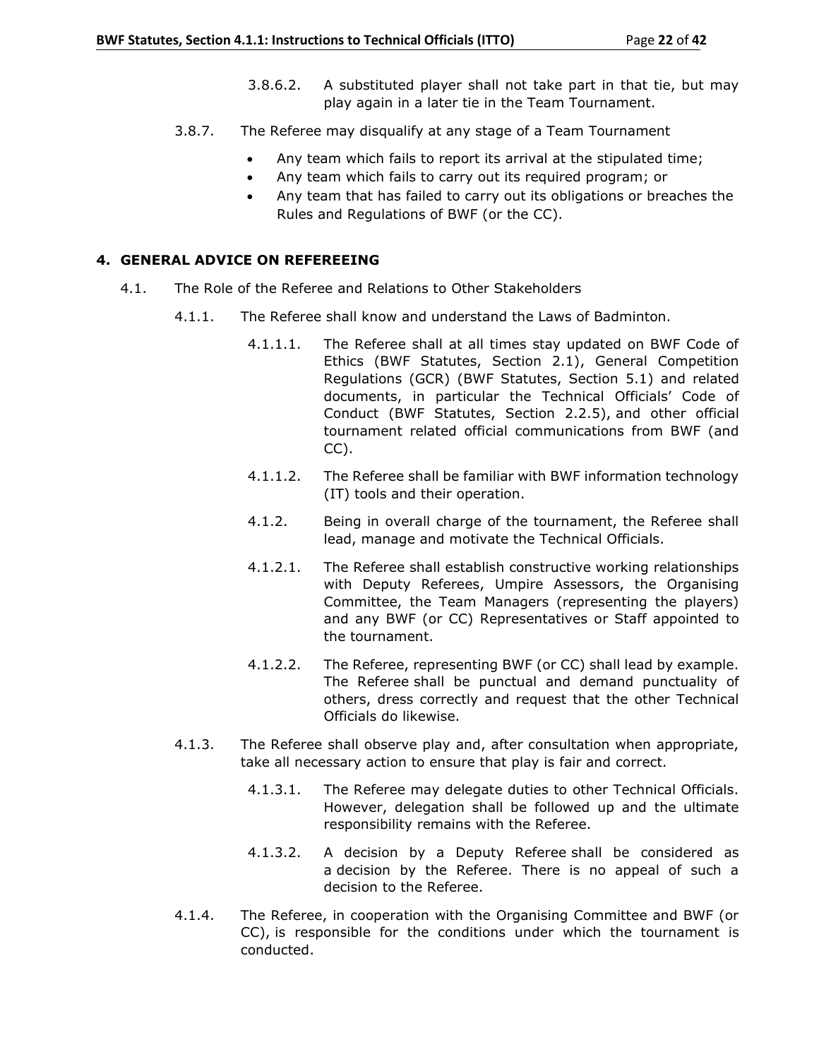3.8.6.2. A substituted player shall not take part in that tie, but may play again in a later tie in the Team Tournament.

3.8.7. The Referee may disqualify at any stage of a Team Tournament

- Any team which fails to report its arrival at the stipulated time;
- Any team which fails to carry out its required program; or
- Any team that has failed to carry out its obligations or breaches the Rules and Regulations of BWF (or the CC).

## 4. GENERAL ADVICE ON REFEREEING

4.1. The Role of the Referee and Relations to Other Stakeholders

4.1.1. The Referee shall know and understand the Laws of Badminton.

4.1.1.1. The Referee shall at all times stay updated on BWF Code of Ethics (BWF Statutes, Section 2.1), General Competition Regulations (GCR) (BWF Statutes, Section 5.1) and related documents, in particular the Technical Officials' Code of Conduct (BWF Statutes, Section 2.2.5), and other official tournament related official communications from BWF (and CC).

4.1.1.2. The Referee shall be familiar with BWF information technology (IT) tools and their operation.

4.1.2. Being in overall charge of the tournament, the Referee shall lead, manage and motivate the Technical Officials.

4.1.2.1. The Referee shall establish constructive working relationships with Deputy Referees, Umpire Assessors, the Organising Committee, the Team Managers (representing the players) and any BWF (or CC) Representatives or Staff appointed to the tournament.

4.1.2.2. The Referee, representing BWF (or CC) shall lead by example. The Referee shall be punctual and demand punctuality of others, dress correctly and request that the other Technical Officials do likewise.

4.1.3. The Referee shall observe play and, after consultation when appropriate, take all necessary action to ensure that play is fair and correct.

4.1.3.1. The Referee may delegate duties to other Technical Officials. However, delegation shall be followed up and the ultimate responsibility remains with the Referee.

4.1.3.2. A decision by a Deputy Referee shall be considered as a decision by the Referee. There is no appeal of such a decision to the Referee.

4.1.4. The Referee, in cooperation with the Organising Committee and BWF (or CC), is responsible for the conditions under which the tournament is conducted.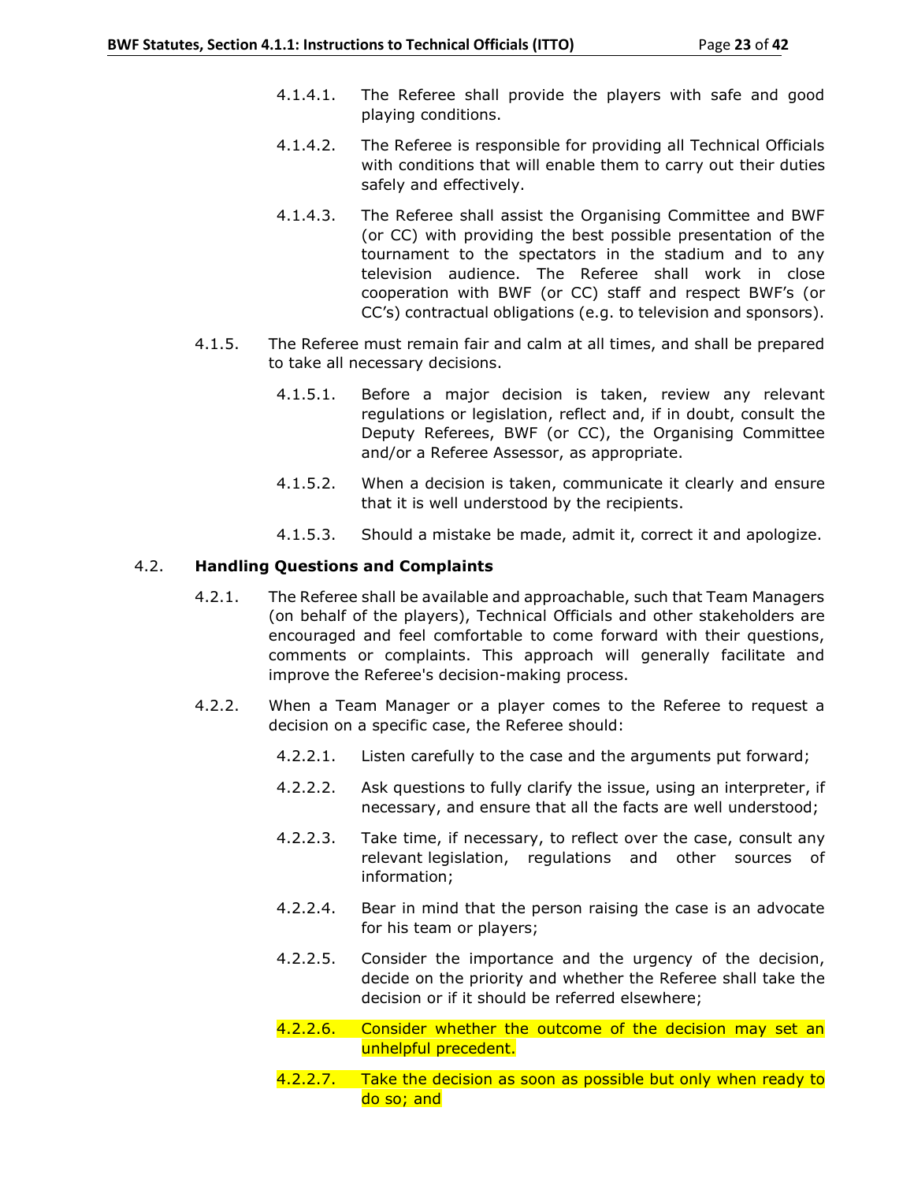4.1.4.1. The Referee shall provide the players with safe and good playing conditions.

4.1.4.2. The Referee is responsible for providing all Technical Officials with conditions that will enable them to carry out their duties safely and effectively.

4.1.4.3. The Referee shall assist the Organising Committee and BWF (or CC) with providing the best possible presentation of the tournament to the spectators in the stadium and to any television audience. The Referee shall work in close cooperation with BWF (or CC) staff and respect BWF's (or CC's) contractual obligations (e.g. to television and sponsors).

4.1.5. The Referee must remain fair and calm at all times, and shall be prepared to take all necessary decisions.

4.1.5.1. Before a major decision is taken, review any relevant regulations or legislation, reflect and, if in doubt, consult the Deputy Referees, BWF (or CC), the Organising Committee and/or a Referee Assessor, as appropriate.

4.1.5.2. When a decision is taken, communicate it clearly and ensure that it is well understood by the recipients.

4.1.5.3. Should a mistake be made, admit it, correct it and apologize.

## 4.2. Handling Questions and Complaints

4.2.1. The Referee shall be available and approachable, such that Team Managers (on behalf of the players), Technical Officials and other stakeholders are encouraged and feel comfortable to come forward with their questions, comments or complaints. This approach will generally facilitate and improve the Referee's decision-making process.

4.2.2. When a Team Manager or a player comes to the Referee to request a decision on a specific case, the Referee should:

4.2.2.1. Listen carefully to the case and the arguments put forward;

4.2.2.2. Ask questions to fully clarify the issue, using an interpreter, if necessary, and ensure that all the facts are well understood;

4.2.2.3. Take time, if necessary, to reflect over the case, consult any relevant legislation, regulations and other sources of information;

4.2.2.4. Bear in mind that the person raising the case is an advocate for his team or players;

4.2.2.5. Consider the importance and the urgency of the decision, decide on the priority and whether the Referee shall take the decision or if it should be referred elsewhere;

4.2.2.6. Consider whether the outcome of the decision may set an unhelpful precedent.

4.2.2.7. Take the decision as soon as possible but only when ready to do so; and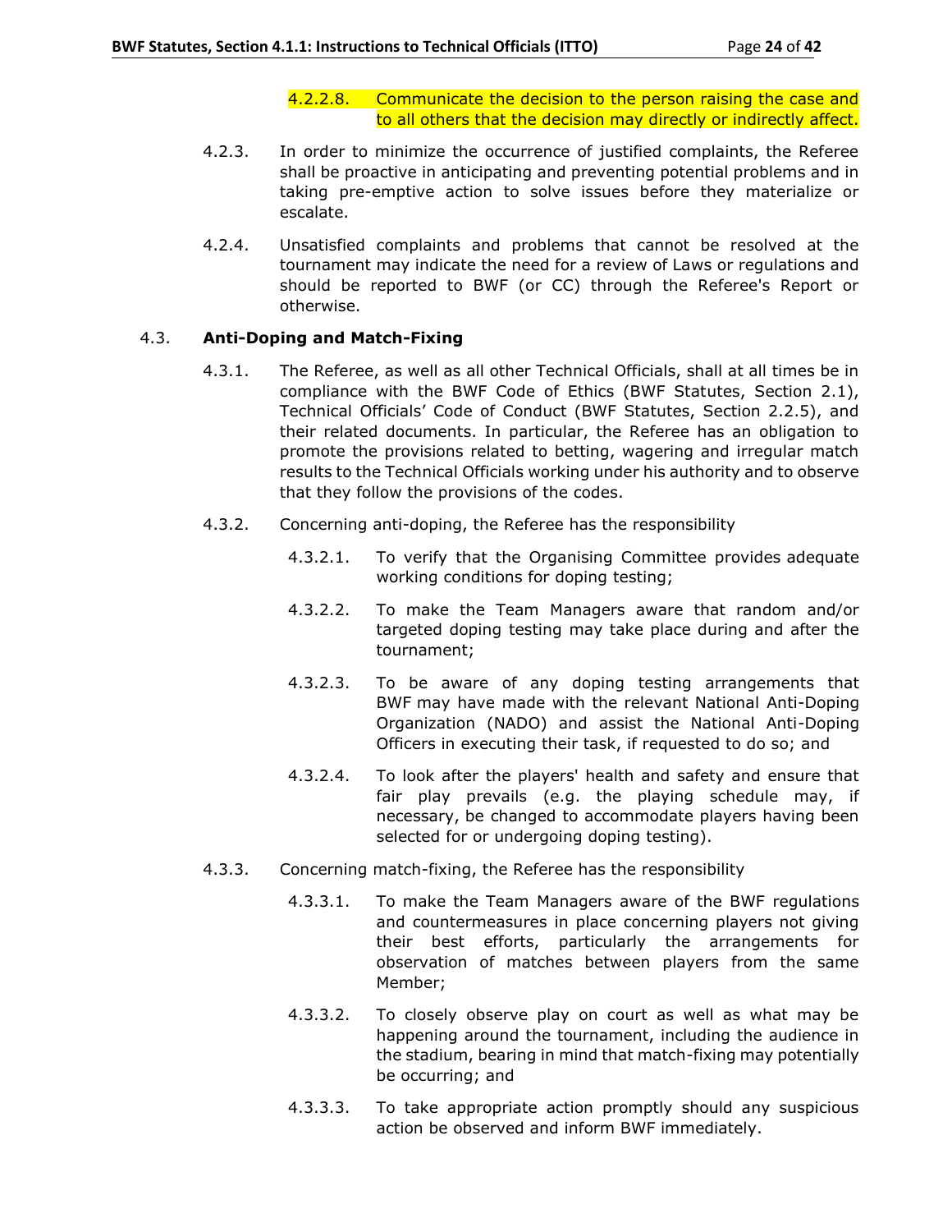4.2.2.8. Communicate the decision to the person raising the case and to all others that the decision may directly or indirectly affect.

4.2.3. In order to minimize the occurrence of justified complaints, the Referee shall be proactive in anticipating and preventing potential problems and in taking pre-emptive action to solve issues before they materialize or escalate.

4.2.4. Unsatisfied complaints and problems that cannot be resolved at the tournament may indicate the need for a review of Laws or regulations and should be reported to BWF (or CC) through the Referee's Report or otherwise.

## 4.3. Anti-Doping and Match-Fixing

4.3.1. The Referee, as well as all other Technical Officials, shall at all times be in compliance with the BWF Code of Ethics (BWF Statutes, Section 2.1), Technical Officials' Code of Conduct (BWF Statutes, Section 2.2.5), and their related documents. In particular, the Referee has an obligation to promote the provisions related to betting, wagering and irregular match results to the Technical Officials working under his authority and to observe that they follow the provisions of the codes.

4.3.2. Concerning anti-doping, the Referee has the responsibility

4.3.2.1. To verify that the Organising Committee provides adequate working conditions for doping testing;

4.3.2.2. To make the Team Managers aware that random and/or targeted doping testing may take place during and after the tournament;

4.3.2.3. To be aware of any doping testing arrangements that BWF may have made with the relevant National Anti-Doping Organization (NADO) and assist the National Anti-Doping Officers in executing their task, if requested to do so; and

4.3.2.4. To look after the players' health and safety and ensure that fair play prevails (e.g. the playing schedule may, if necessary, be changed to accommodate players having been selected for or undergoing doping testing).

4.3.3. Concerning match-fixing, the Referee has the responsibility

4.3.3.1. To make the Team Managers aware of the BWF regulations and countermeasures in place concerning players not giving their best efforts, particularly the arrangements for observation of matches between players from the same Member;

4.3.3.2. To closely observe play on court as well as what may be happening around the tournament, including the audience in the stadium, bearing in mind that match-fixing may potentially be occurring; and

4.3.3.3. To take appropriate action promptly should any suspicious action be observed and inform BWF immediately.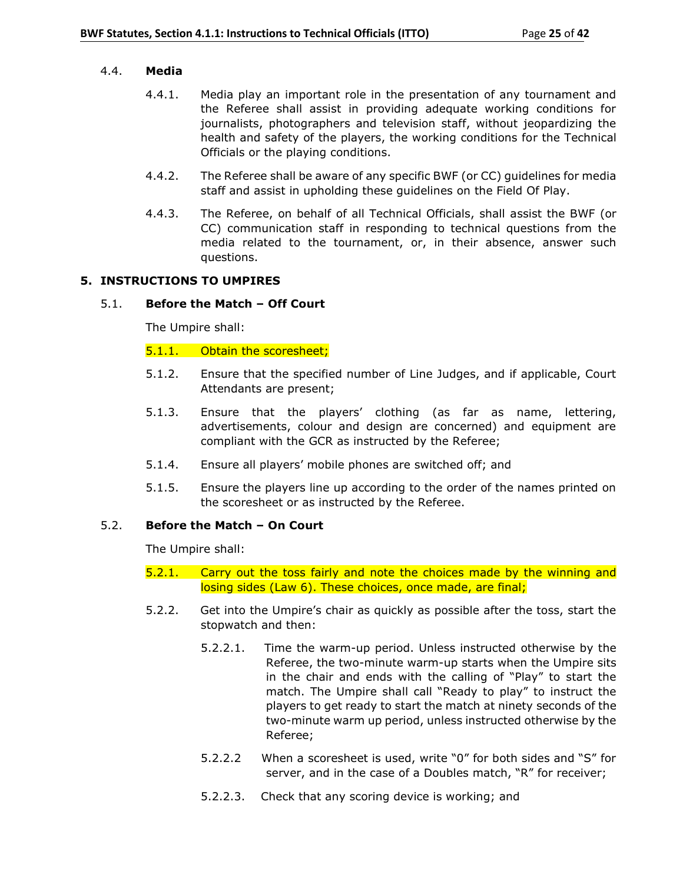### 4.4. **Media**

4.4.1. Media play an important role in the presentation of any tournament and the Referee shall assist in providing adequate working conditions for journalists, photographers and television staff, without jeopardizing the health and safety of the players, the working conditions for the Technical Officials or the playing conditions.

4.4.2. The Referee shall be aware of any specific BWF (or CC) guidelines for media staff and assist in upholding these guidelines on the Field Of Play.

4.4.3. The Referee, on behalf of all Technical Officials, shall assist the BWF (or CC) communication staff in responding to technical questions from the media related to the tournament, or, in their absence, answer such questions.

## 5. INSTRUCTIONS TO UMPIRES

### 5.1. **Before the Match – Off Court**

The Umpire shall:

5.1.1. Obtain the scoresheet;

5.1.2. Ensure that the specified number of Line Judges, and if applicable, Court Attendants are present;

5.1.3. Ensure that the players' clothing (as far as name, lettering, advertisements, colour and design are concerned) and equipment are compliant with the GCR as instructed by the Referee;

5.1.4. Ensure all players' mobile phones are switched off; and

5.1.5. Ensure the players line up according to the order of the names printed on the scoresheet or as instructed by the Referee.

### 5.2. **Before the Match – On Court**

The Umpire shall:

5.2.1. Carry out the toss fairly and note the choices made by the winning and losing sides (Law 6). These choices, once made, are final;

5.2.2. Get into the Umpire's chair as quickly as possible after the toss, start the stopwatch and then:

5.2.2.1. Time the warm-up period. Unless instructed otherwise by the Referee, the two-minute warm-up starts when the Umpire sits in the chair and ends with the calling of "Play" to start the match. The Umpire shall call "Ready to play" to instruct the players to get ready to start the match at ninety seconds of the two-minute warm up period, unless instructed otherwise by the Referee;

5.2.2.2 When a scoresheet is used, write "0" for both sides and "S" for server, and in the case of a Doubles match, "R" for receiver;

5.2.2.3. Check that any scoring device is working; and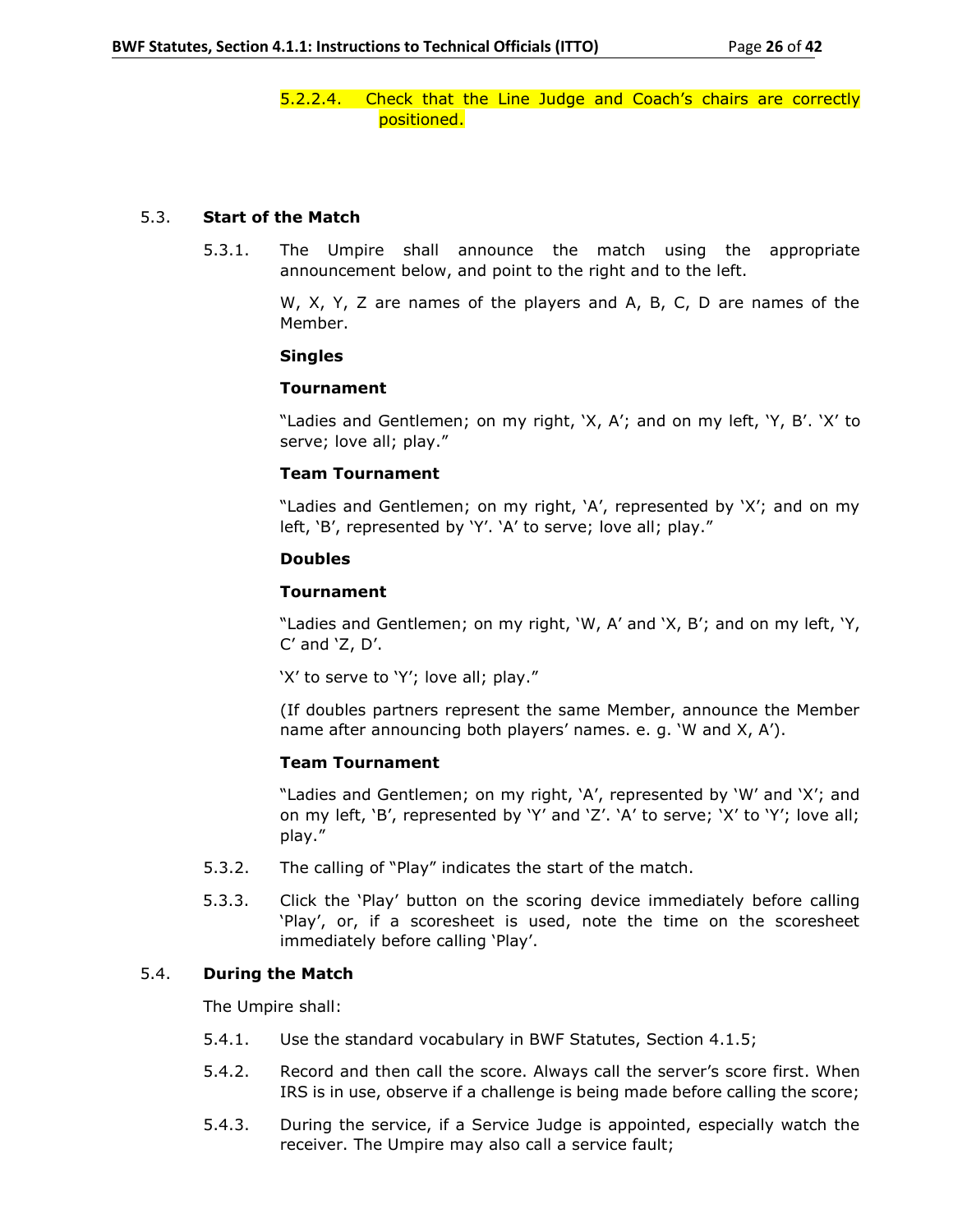5.2.2.4. Check that the Line Judge and Coach's chairs are correctly positioned.

5.3. **Start of the Match**

5.3.1. The Umpire shall announce the match using the appropriate announcement below, and point to the right and to the left.

W, X, Y, Z are names of the players and A, B, C, D are names of the Member.

**Singles**

**Tournament**

"Ladies and Gentlemen; on my right, 'X, A'; and on my left, 'Y, B'. 'X' to serve; love all; play."

**Team Tournament**

"Ladies and Gentlemen; on my right, 'A', represented by 'X'; and on my left, 'B', represented by 'Y'. 'A' to serve; love all; play."

**Doubles**

**Tournament**

"Ladies and Gentlemen; on my right, 'W, A' and 'X, B'; and on my left, 'Y, C' and 'Z, D'.

'X' to serve to 'Y'; love all; play."

(If doubles partners represent the same Member, announce the Member name after announcing both players' names. e. g. 'W and X, A').

**Team Tournament**

"Ladies and Gentlemen; on my right, 'A', represented by 'W' and 'X'; and on my left, 'B', represented by 'Y' and 'Z'. 'A' to serve; 'X' to 'Y'; love all; play."

5.3.2. The calling of "Play" indicates the start of the match.

5.3.3. Click the 'Play' button on the scoring device immediately before calling 'Play', or, if a scoresheet is used, note the time on the scoresheet immediately before calling 'Play'.

5.4. **During the Match**

The Umpire shall:

5.4.1. Use the standard vocabulary in BWF Statutes, Section 4.1.5;

5.4.2. Record and then call the score. Always call the server's score first. When IRS is in use, observe if a challenge is being made before calling the score;

5.4.3. During the service, if a Service Judge is appointed, especially watch the receiver. The Umpire may also call a service fault;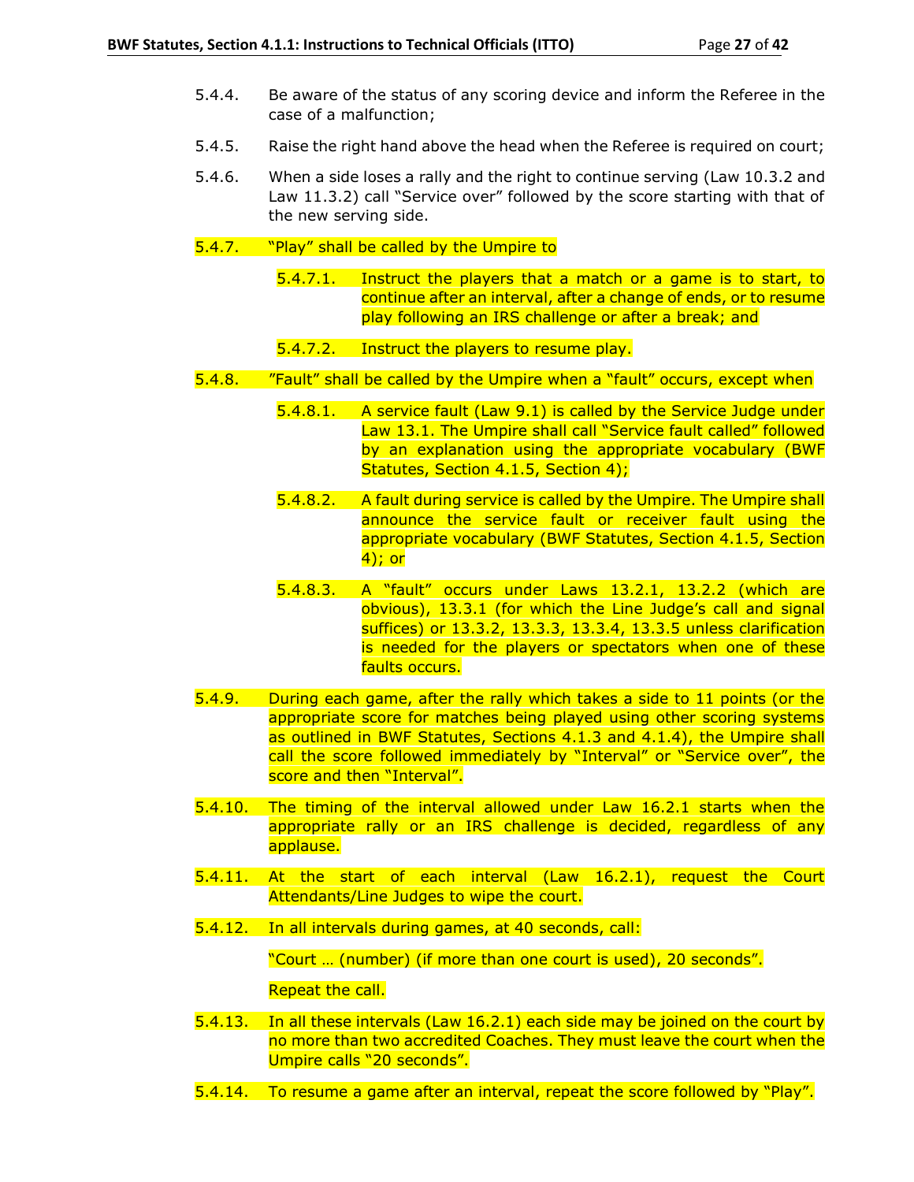5.4.4. Be aware of the status of any scoring device and inform the Referee in the case of a malfunction;

5.4.5. Raise the right hand above the head when the Referee is required on court;

5.4.6. When a side loses a rally and the right to continue serving (Law 10.3.2 and Law 11.3.2) call "Service over" followed by the score starting with that of the new serving side.

5.4.7. "Play" shall be called by the Umpire to

5.4.7.1. Instruct the players that a match or a game is to start, to continue after an interval, after a change of ends, or to resume play following an IRS challenge or after a break; and

5.4.7.2. Instruct the players to resume play.

5.4.8. "Fault" shall be called by the Umpire when a "fault" occurs, except when

5.4.8.1. A service fault (Law 9.1) is called by the Service Judge under Law 13.1. The Umpire shall call "Service fault called" followed by an explanation using the appropriate vocabulary (BWF Statutes, Section 4.1.5, Section 4);

5.4.8.2. A fault during service is called by the Umpire. The Umpire shall announce the service fault or receiver fault using the appropriate vocabulary (BWF Statutes, Section 4.1.5, Section 4); or

5.4.8.3. A "fault" occurs under Laws 13.2.1, 13.2.2 (which are obvious), 13.3.1 (for which the Line Judge's call and signal suffices) or 13.3.2, 13.3.3, 13.3.4, 13.3.5 unless clarification is needed for the players or spectators when one of these faults occurs.

5.4.9. During each game, after the rally which takes a side to 11 points (or the appropriate score for matches being played using other scoring systems as outlined in BWF Statutes, Sections 4.1.3 and 4.1.4), the Umpire shall call the score followed immediately by "Interval" or "Service over", the score and then "Interval".

5.4.10. The timing of the interval allowed under Law 16.2.1 starts when the appropriate rally or an IRS challenge is decided, regardless of any applause.

5.4.11. At the start of each interval (Law 16.2.1), request the Court Attendants/Line Judges to wipe the court.

5.4.12. In all intervals during games, at 40 seconds, call:

"Court … (number) (if more than one court is used), 20 seconds".

Repeat the call.

5.4.13. In all these intervals (Law 16.2.1) each side may be joined on the court by no more than two accredited Coaches. They must leave the court when the Umpire calls "20 seconds".

5.4.14. To resume a game after an interval, repeat the score followed by "Play".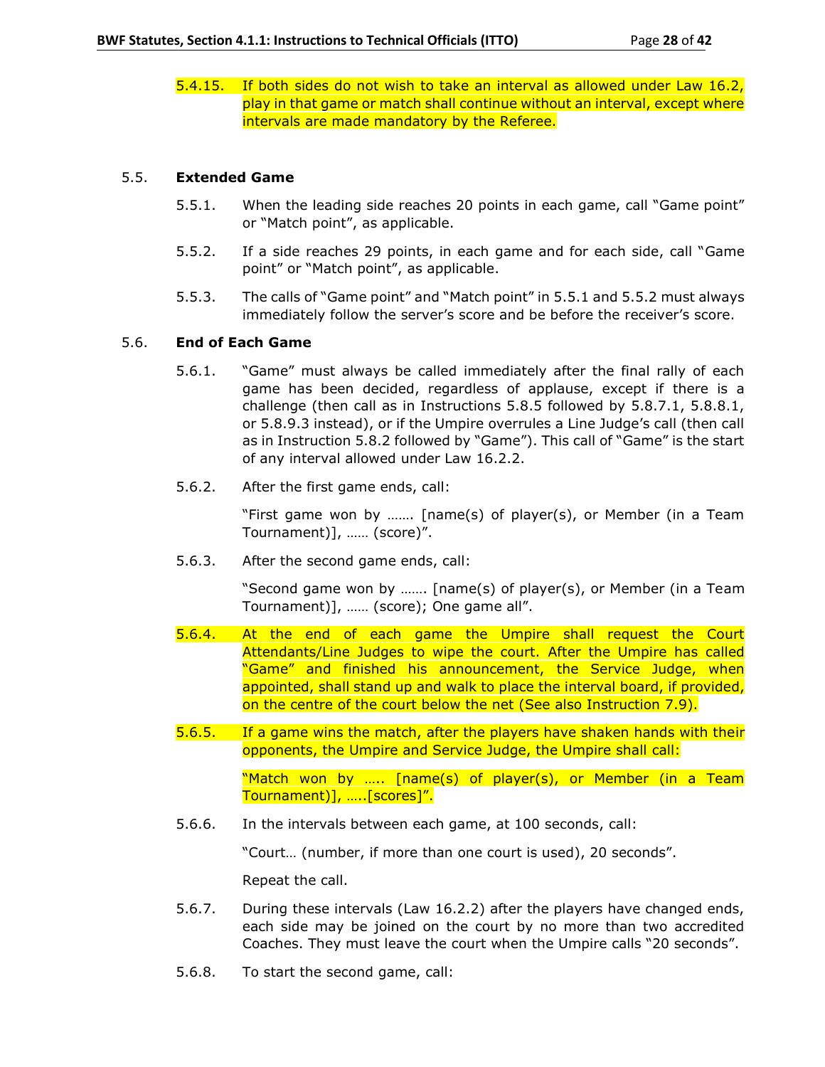5.4.15. If both sides do not wish to take an interval as allowed under Law 16.2, play in that game or match shall continue without an interval, except where intervals are made mandatory by the Referee.

## 5.5. **Extended Game**

5.5.1. When the leading side reaches 20 points in each game, call "Game point" or "Match point", as applicable.

5.5.2. If a side reaches 29 points, in each game and for each side, call "Game point" or "Match point", as applicable.

5.5.3. The calls of "Game point" and "Match point" in 5.5.1 and 5.5.2 must always immediately follow the server's score and be before the receiver's score.

## 5.6. **End of Each Game**

5.6.1. "Game" must always be called immediately after the final rally of each game has been decided, regardless of applause, except if there is a challenge (then call as in Instructions 5.8.5 followed by 5.8.7.1, 5.8.8.1, or 5.8.9.3 instead), or if the Umpire overrules a Line Judge's call (then call as in Instruction 5.8.2 followed by "Game"). This call of "Game" is the start of any interval allowed under Law 16.2.2.

5.6.2. After the first game ends, call:

"First game won by ……. [name(s) of player(s), or Member (in a Team Tournament)], …… (score)".

5.6.3. After the second game ends, call:

"Second game won by ……. [name(s) of player(s), or Member (in a Team Tournament)], …… (score); One game all".

5.6.4. At the end of each game the Umpire shall request the Court Attendants/Line Judges to wipe the court. After the Umpire has called "Game" and finished his announcement, the Service Judge, when appointed, shall stand up and walk to place the interval board, if provided, on the centre of the court below the net (See also Instruction 7.9).

5.6.5. If a game wins the match, after the players have shaken hands with their opponents, the Umpire and Service Judge, the Umpire shall call:

"Match won by ….. [name(s) of player(s), or Member (in a Team Tournament)], …..[scores]".

5.6.6. In the intervals between each game, at 100 seconds, call:

"Court… (number, if more than one court is used), 20 seconds".

Repeat the call.

5.6.7. During these intervals (Law 16.2.2) after the players have changed ends, each side may be joined on the court by no more than two accredited Coaches. They must leave the court when the Umpire calls "20 seconds".

5.6.8. To start the second game, call: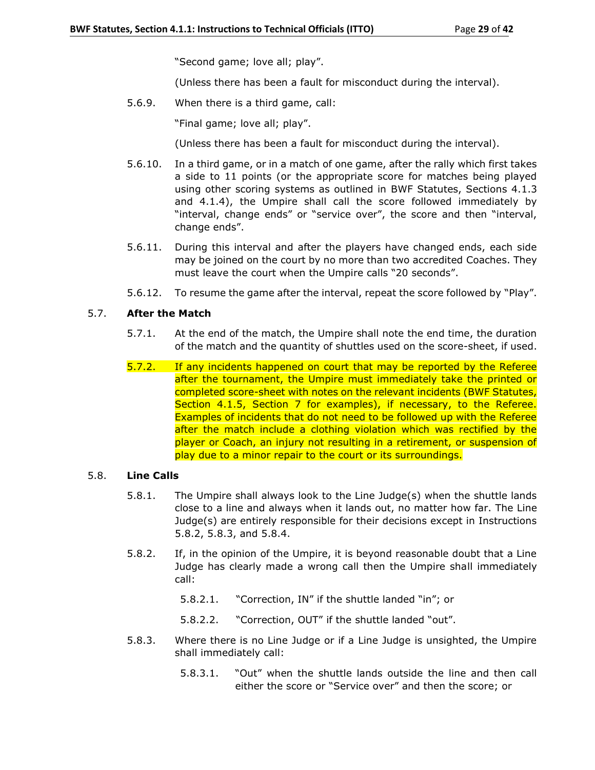"Second game; love all; play".

(Unless there has been a fault for misconduct during the interval).

5.6.9. When there is a third game, call:

"Final game; love all; play".

(Unless there has been a fault for misconduct during the interval).

5.6.10. In a third game, or in a match of one game, after the rally which first takes a side to 11 points (or the appropriate score for matches being played using other scoring systems as outlined in BWF Statutes, Sections 4.1.3 and 4.1.4), the Umpire shall call the score followed immediately by "interval, change ends" or "service over", the score and then "interval, change ends".

5.6.11. During this interval and after the players have changed ends, each side may be joined on the court by no more than two accredited Coaches. They must leave the court when the Umpire calls "20 seconds".

5.6.12. To resume the game after the interval, repeat the score followed by "Play".

### 5.7. After the Match

5.7.1. At the end of the match, the Umpire shall note the end time, the duration of the match and the quantity of shuttles used on the score-sheet, if used.

5.7.2. If any incidents happened on court that may be reported by the Referee after the tournament, the Umpire must immediately take the printed or completed score-sheet with notes on the relevant incidents (BWF Statutes, Section 4.1.5, Section 7 for examples), if necessary, to the Referee. Examples of incidents that do not need to be followed up with the Referee after the match include a clothing violation which was rectified by the player or Coach, an injury not resulting in a retirement, or suspension of play due to a minor repair to the court or its surroundings.

### 5.8. Line Calls

5.8.1. The Umpire shall always look to the Line Judge(s) when the shuttle lands close to a line and always when it lands out, no matter how far. The Line Judge(s) are entirely responsible for their decisions except in Instructions 5.8.2, 5.8.3, and 5.8.4.

5.8.2. If, in the opinion of the Umpire, it is beyond reasonable doubt that a Line Judge has clearly made a wrong call then the Umpire shall immediately call:

5.8.2.1. "Correction, IN" if the shuttle landed "in"; or

5.8.2.2. "Correction, OUT" if the shuttle landed "out".

5.8.3. Where there is no Line Judge or if a Line Judge is unsighted, the Umpire shall immediately call:

5.8.3.1. "Out" when the shuttle lands outside the line and then call either the score or "Service over" and then the score; or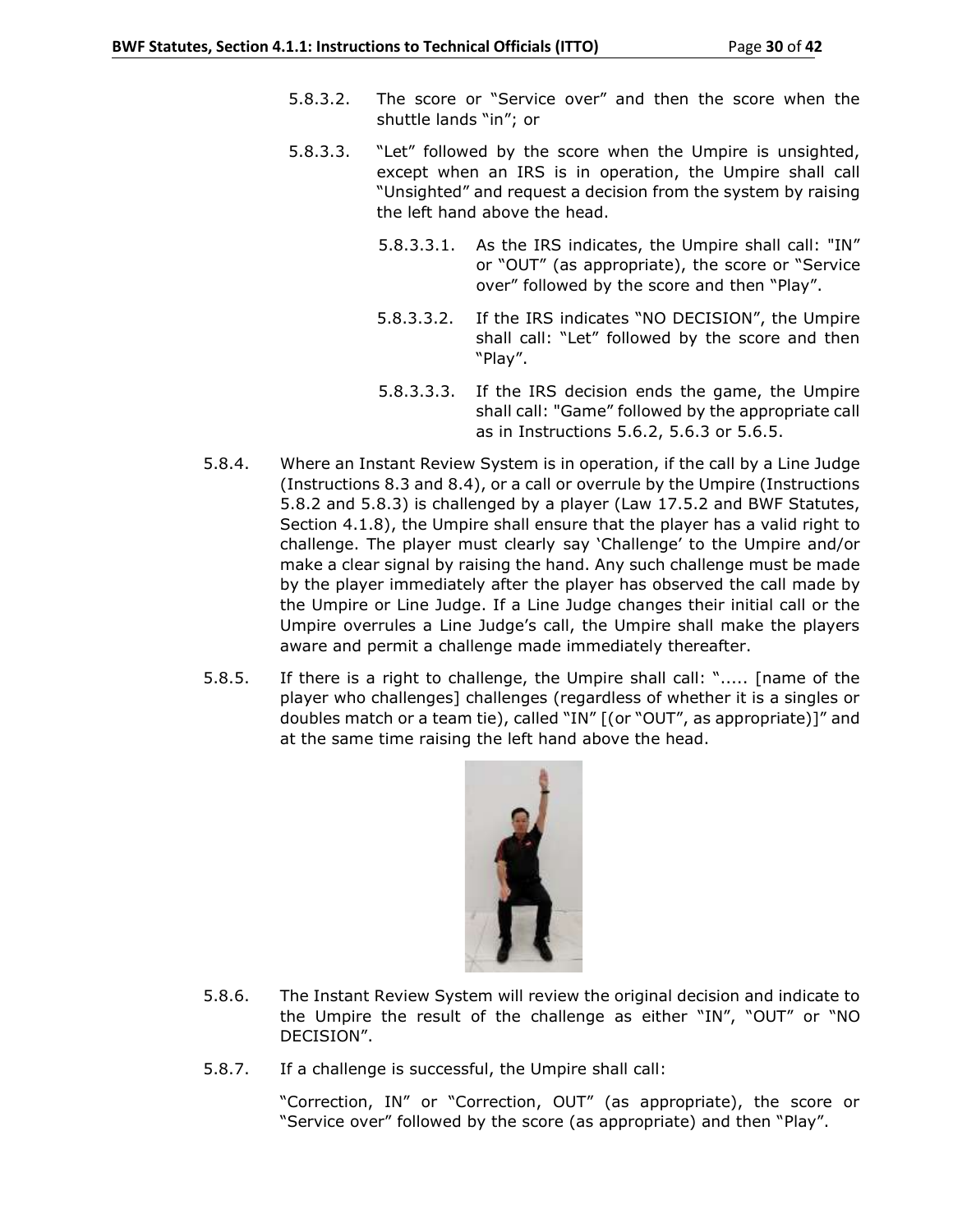5.8.3.2. The score or "Service over" and then the score when the shuttle lands "in"; or

5.8.3.3. "Let" followed by the score when the Umpire is unsighted, except when an IRS is in operation, the Umpire shall call "Unsighted" and request a decision from the system by raising the left hand above the head.

5.8.3.3.1. As the IRS indicates, the Umpire shall call: "IN" or "OUT" (as appropriate), the score or "Service over" followed by the score and then "Play".

5.8.3.3.2. If the IRS indicates "NO DECISION", the Umpire shall call: "Let" followed by the score and then "Play".

5.8.3.3.3. If the IRS decision ends the game, the Umpire shall call: "Game" followed by the appropriate call as in Instructions 5.6.2, 5.6.3 or 5.6.5.

5.8.4. Where an Instant Review System is in operation, if the call by a Line Judge (Instructions 8.3 and 8.4), or a call or overrule by the Umpire (Instructions 5.8.2 and 5.8.3) is challenged by a player (Law 17.5.2 and BWF Statutes, Section 4.1.8), the Umpire shall ensure that the player has a valid right to challenge. The player must clearly say 'Challenge' to the Umpire and/or make a clear signal by raising the hand. Any such challenge must be made by the player immediately after the player has observed the call made by the Umpire or Line Judge. If a Line Judge changes their initial call or the Umpire overrules a Line Judge's call, the Umpire shall make the players aware and permit a challenge made immediately thereafter.

5.8.5. If there is a right to challenge, the Umpire shall call: "..... [name of the player who challenges] challenges (regardless of whether it is a singles or doubles match or a team tie), called "IN" [(or "OUT", as appropriate)]" and at the same time raising the left hand above the head.

5.8.6. The Instant Review System will review the original decision and indicate to the Umpire the result of the challenge as either "IN", "OUT" or "NO DECISION".

5.8.7. If a challenge is successful, the Umpire shall call:

"Correction, IN" or "Correction, OUT" (as appropriate), the score or "Service over" followed by the score (as appropriate) and then "Play".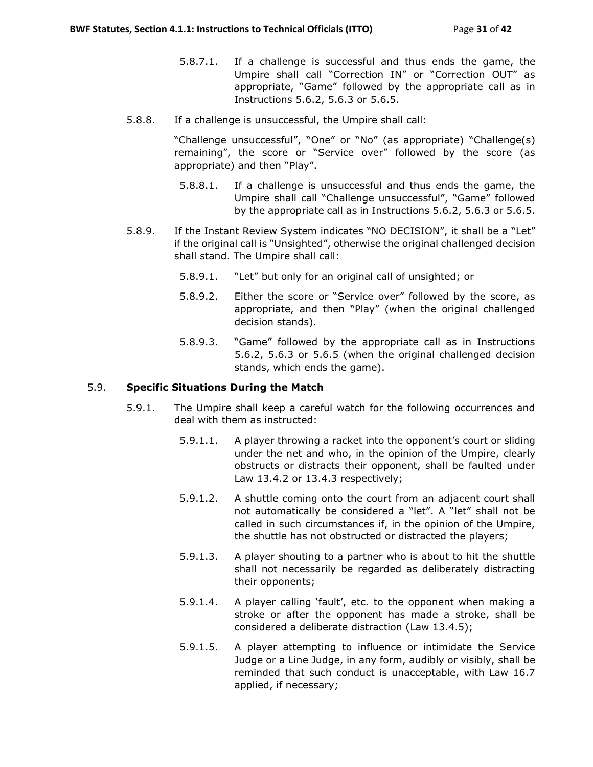5.8.7.1. If a challenge is successful and thus ends the game, the Umpire shall call "Correction IN" or "Correction OUT" as appropriate, "Game" followed by the appropriate call as in Instructions 5.6.2, 5.6.3 or 5.6.5.

5.8.8. If a challenge is unsuccessful, the Umpire shall call:

"Challenge unsuccessful", "One" or "No" (as appropriate) "Challenge(s) remaining", the score or "Service over" followed by the score (as appropriate) and then "Play".

5.8.8.1. If a challenge is unsuccessful and thus ends the game, the Umpire shall call "Challenge unsuccessful", "Game" followed by the appropriate call as in Instructions 5.6.2, 5.6.3 or 5.6.5.

5.8.9. If the Instant Review System indicates "NO DECISION", it shall be a "Let" if the original call is "Unsighted", otherwise the original challenged decision shall stand. The Umpire shall call:

5.8.9.1. "Let" but only for an original call of unsighted; or

5.8.9.2. Either the score or "Service over" followed by the score, as appropriate, and then "Play" (when the original challenged decision stands).

5.8.9.3. "Game" followed by the appropriate call as in Instructions 5.6.2, 5.6.3 or 5.6.5 (when the original challenged decision stands, which ends the game).

### 5.9. Specific Situations During the Match

5.9.1. The Umpire shall keep a careful watch for the following occurrences and deal with them as instructed:

5.9.1.1. A player throwing a racket into the opponent's court or sliding under the net and who, in the opinion of the Umpire, clearly obstructs or distracts their opponent, shall be faulted under Law 13.4.2 or 13.4.3 respectively;

5.9.1.2. A shuttle coming onto the court from an adjacent court shall not automatically be considered a "let". A "let" shall not be called in such circumstances if, in the opinion of the Umpire, the shuttle has not obstructed or distracted the players;

5.9.1.3. A player shouting to a partner who is about to hit the shuttle shall not necessarily be regarded as deliberately distracting their opponents;

5.9.1.4. A player calling 'fault', etc. to the opponent when making a stroke or after the opponent has made a stroke, shall be considered a deliberate distraction (Law 13.4.5);

5.9.1.5. A player attempting to influence or intimidate the Service Judge or a Line Judge, in any form, audibly or visibly, shall be reminded that such conduct is unacceptable, with Law 16.7 applied, if necessary;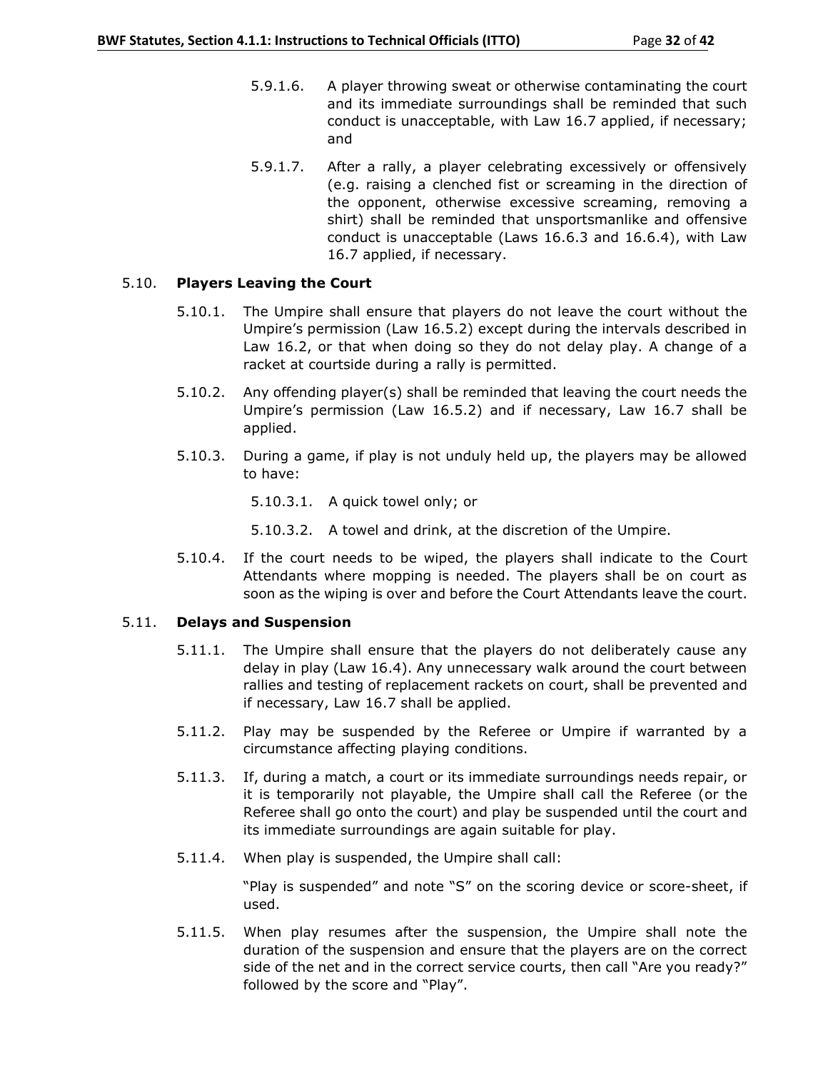5.9.1.6. A player throwing sweat or otherwise contaminating the court and its immediate surroundings shall be reminded that such conduct is unacceptable, with Law 16.7 applied, if necessary; and

5.9.1.7. After a rally, a player celebrating excessively or offensively (e.g. raising a clenched fist or screaming in the direction of the opponent, otherwise excessive screaming, removing a shirt) shall be reminded that unsportsmanlike and offensive conduct is unacceptable (Laws 16.6.3 and 16.6.4), with Law 16.7 applied, if necessary.

### 5.10. **Players Leaving the Court**

5.10.1. The Umpire shall ensure that players do not leave the court without the Umpire's permission (Law 16.5.2) except during the intervals described in Law 16.2, or that when doing so they do not delay play. A change of a racket at courtside during a rally is permitted.

5.10.2. Any offending player(s) shall be reminded that leaving the court needs the Umpire's permission (Law 16.5.2) and if necessary, Law 16.7 shall be applied.

5.10.3. During a game, if play is not unduly held up, the players may be allowed to have:

5.10.3.1. A quick towel only; or

5.10.3.2. A towel and drink, at the discretion of the Umpire.

5.10.4. If the court needs to be wiped, the players shall indicate to the Court Attendants where mopping is needed. The players shall be on court as soon as the wiping is over and before the Court Attendants leave the court.

### 5.11. **Delays and Suspension**

5.11.1. The Umpire shall ensure that the players do not deliberately cause any delay in play (Law 16.4). Any unnecessary walk around the court between rallies and testing of replacement rackets on court, shall be prevented and if necessary, Law 16.7 shall be applied.

5.11.2. Play may be suspended by the Referee or Umpire if warranted by a circumstance affecting playing conditions.

5.11.3. If, during a match, a court or its immediate surroundings needs repair, or it is temporarily not playable, the Umpire shall call the Referee (or the Referee shall go onto the court) and play be suspended until the court and its immediate surroundings are again suitable for play.

5.11.4. When play is suspended, the Umpire shall call:

"Play is suspended" and note "S" on the scoring device or score-sheet, if used.

5.11.5. When play resumes after the suspension, the Umpire shall note the duration of the suspension and ensure that the players are on the correct side of the net and in the correct service courts, then call "Are you ready?" followed by the score and "Play".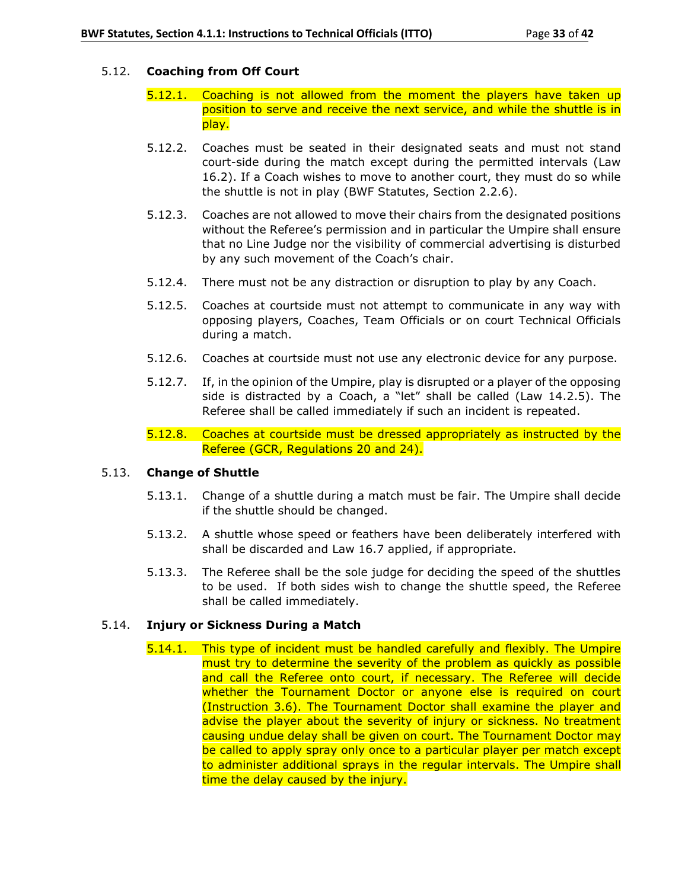### 5.12. Coaching from Off Court

5.12.1. Coaching is not allowed from the moment the players have taken up position to serve and receive the next service, and while the shuttle is in play.

5.12.2. Coaches must be seated in their designated seats and must not stand court-side during the match except during the permitted intervals (Law 16.2). If a Coach wishes to move to another court, they must do so while the shuttle is not in play (BWF Statutes, Section 2.2.6).

5.12.3. Coaches are not allowed to move their chairs from the designated positions without the Referee's permission and in particular the Umpire shall ensure that no Line Judge nor the visibility of commercial advertising is disturbed by any such movement of the Coach's chair.

5.12.4. There must not be any distraction or disruption to play by any Coach.

5.12.5. Coaches at courtside must not attempt to communicate in any way with opposing players, Coaches, Team Officials or on court Technical Officials during a match.

5.12.6. Coaches at courtside must not use any electronic device for any purpose.

5.12.7. If, in the opinion of the Umpire, play is disrupted or a player of the opposing side is distracted by a Coach, a "let" shall be called (Law 14.2.5). The Referee shall be called immediately if such an incident is repeated.

5.12.8. Coaches at courtside must be dressed appropriately as instructed by the Referee (GCR, Regulations 20 and 24).

### 5.13. Change of Shuttle

5.13.1. Change of a shuttle during a match must be fair. The Umpire shall decide if the shuttle should be changed.

5.13.2. A shuttle whose speed or feathers have been deliberately interfered with shall be discarded and Law 16.7 applied, if appropriate.

5.13.3. The Referee shall be the sole judge for deciding the speed of the shuttles to be used. If both sides wish to change the shuttle speed, the Referee shall be called immediately.

### 5.14. Injury or Sickness During a Match

5.14.1. This type of incident must be handled carefully and flexibly. The Umpire must try to determine the severity of the problem as quickly as possible and call the Referee onto court, if necessary. The Referee will decide whether the Tournament Doctor or anyone else is required on court (Instruction 3.6). The Tournament Doctor shall examine the player and advise the player about the severity of injury or sickness. No treatment causing undue delay shall be given on court. The Tournament Doctor may be called to apply spray only once to a particular player per match except to administer additional sprays in the regular intervals. The Umpire shall time the delay caused by the injury.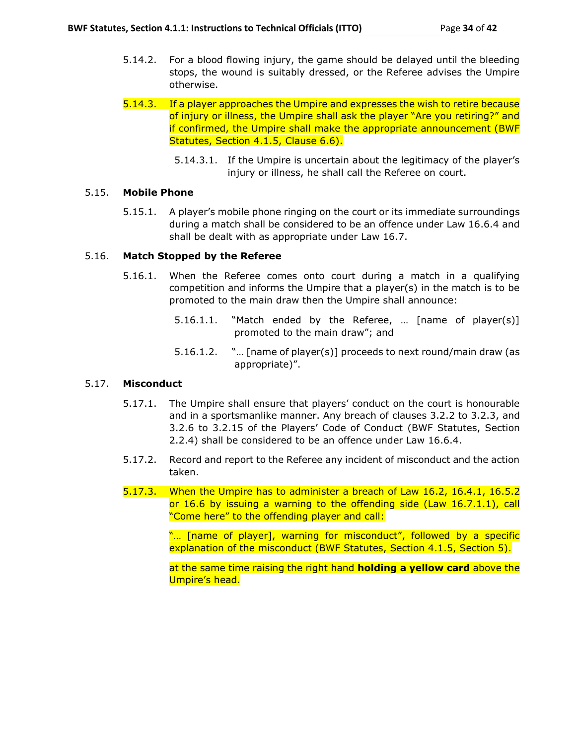5.14.2. For a blood flowing injury, the game should be delayed until the bleeding stops, the wound is suitably dressed, or the Referee advises the Umpire otherwise.

5.14.3. If a player approaches the Umpire and expresses the wish to retire because of injury or illness, the Umpire shall ask the player "Are you retiring?" and if confirmed, the Umpire shall make the appropriate announcement (BWF Statutes, Section 4.1.5, Clause 6.6).

5.14.3.1. If the Umpire is uncertain about the legitimacy of the player's injury or illness, he shall call the Referee on court.

### 5.15. Mobile Phone

5.15.1. A player's mobile phone ringing on the court or its immediate surroundings during a match shall be considered to be an offence under Law 16.6.4 and shall be dealt with as appropriate under Law 16.7.

### 5.16. Match Stopped by the Referee

5.16.1. When the Referee comes onto court during a match in a qualifying competition and informs the Umpire that a player(s) in the match is to be promoted to the main draw then the Umpire shall announce:

5.16.1.1. "Match ended by the Referee, … [name of player(s)] promoted to the main draw"; and

5.16.1.2. "… [name of player(s)] proceeds to next round/main draw (as appropriate)".

### 5.17. Misconduct

5.17.1. The Umpire shall ensure that players' conduct on the court is honourable and in a sportsmanlike manner. Any breach of clauses 3.2.2 to 3.2.3, and 3.2.6 to 3.2.15 of the Players' Code of Conduct (BWF Statutes, Section 2.2.4) shall be considered to be an offence under Law 16.6.4.

5.17.2. Record and report to the Referee any incident of misconduct and the action taken.

5.17.3. When the Umpire has to administer a breach of Law 16.2, 16.4.1, 16.5.2 or 16.6 by issuing a warning to the offending side (Law 16.7.1.1), call "Come here" to the offending player and call:

"… [name of player], warning for misconduct", followed by a specific explanation of the misconduct (BWF Statutes, Section 4.1.5, Section 5).

at the same time raising the right hand **holding a yellow card** above the Umpire's head.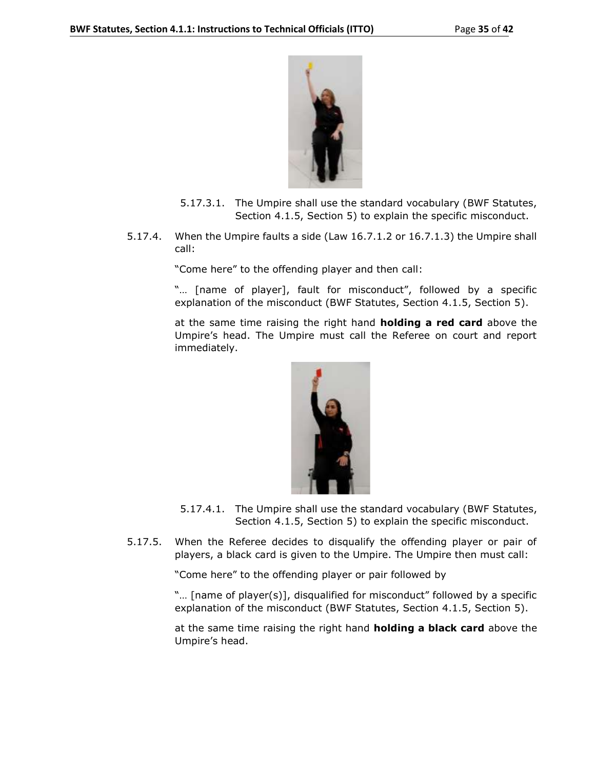5.17.3.1. The Umpire shall use the standard vocabulary (BWF Statutes, Section 4.1.5, Section 5) to explain the specific misconduct.

5.17.4. When the Umpire faults a side (Law 16.7.1.2 or 16.7.1.3) the Umpire shall call:

"Come here" to the offending player and then call:

"… [name of player], fault for misconduct", followed by a specific explanation of the misconduct (BWF Statutes, Section 4.1.5, Section 5).

at the same time raising the right hand **holding a red card** above the Umpire's head. The Umpire must call the Referee on court and report immediately.

5.17.4.1. The Umpire shall use the standard vocabulary (BWF Statutes, Section 4.1.5, Section 5) to explain the specific misconduct.

5.17.5. When the Referee decides to disqualify the offending player or pair of players, a black card is given to the Umpire. The Umpire then must call:

"Come here" to the offending player or pair followed by

"… [name of player(s)], disqualified for misconduct" followed by a specific explanation of the misconduct (BWF Statutes, Section 4.1.5, Section 5).

at the same time raising the right hand **holding a black card** above the Umpire's head.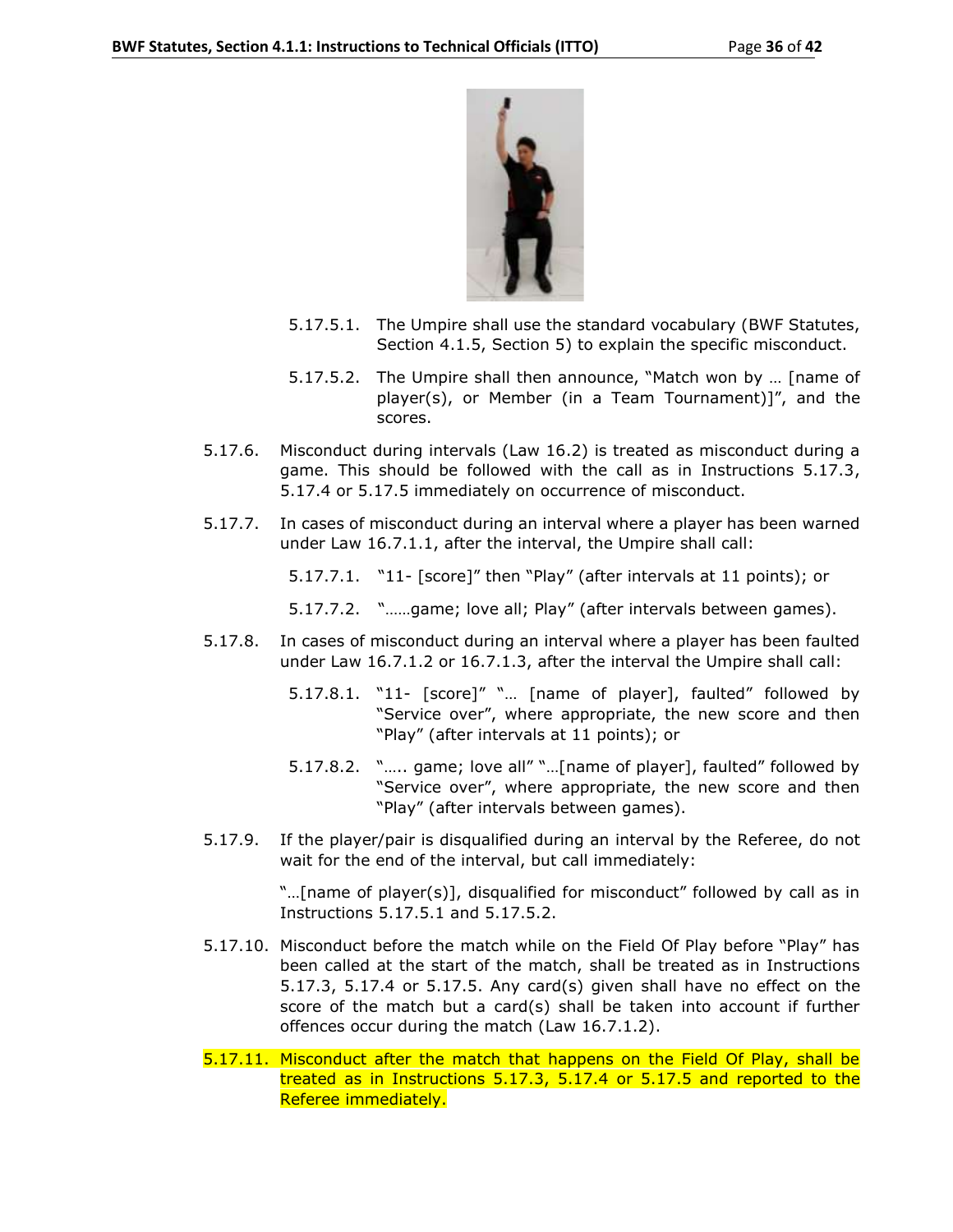5.17.5.1. The Umpire shall use the standard vocabulary (BWF Statutes, Section 4.1.5, Section 5) to explain the specific misconduct.

5.17.5.2. The Umpire shall then announce, "Match won by … [name of player(s), or Member (in a Team Tournament)]", and the scores.

5.17.6. Misconduct during intervals (Law 16.2) is treated as misconduct during a game. This should be followed with the call as in Instructions 5.17.3, 5.17.4 or 5.17.5 immediately on occurrence of misconduct.

5.17.7. In cases of misconduct during an interval where a player has been warned under Law 16.7.1.1, after the interval, the Umpire shall call:

5.17.7.1. "11- [score]" then "Play" (after intervals at 11 points); or

5.17.7.2. "……game; love all; Play" (after intervals between games).

5.17.8. In cases of misconduct during an interval where a player has been faulted under Law 16.7.1.2 or 16.7.1.3, after the interval the Umpire shall call:

5.17.8.1. "11- [score]" "… [name of player], faulted" followed by "Service over", where appropriate, the new score and then "Play" (after intervals at 11 points); or

5.17.8.2. "….. game; love all" "…[name of player], faulted" followed by "Service over", where appropriate, the new score and then "Play" (after intervals between games).

5.17.9. If the player/pair is disqualified during an interval by the Referee, do not wait for the end of the interval, but call immediately:

"…[name of player(s)], disqualified for misconduct" followed by call as in Instructions 5.17.5.1 and 5.17.5.2.

5.17.10. Misconduct before the match while on the Field Of Play before "Play" has been called at the start of the match, shall be treated as in Instructions 5.17.3, 5.17.4 or 5.17.5. Any card(s) given shall have no effect on the score of the match but a card(s) shall be taken into account if further offences occur during the match (Law 16.7.1.2).

5.17.11. Misconduct after the match that happens on the Field Of Play, shall be treated as in Instructions 5.17.3, 5.17.4 or 5.17.5 and reported to the Referee immediately.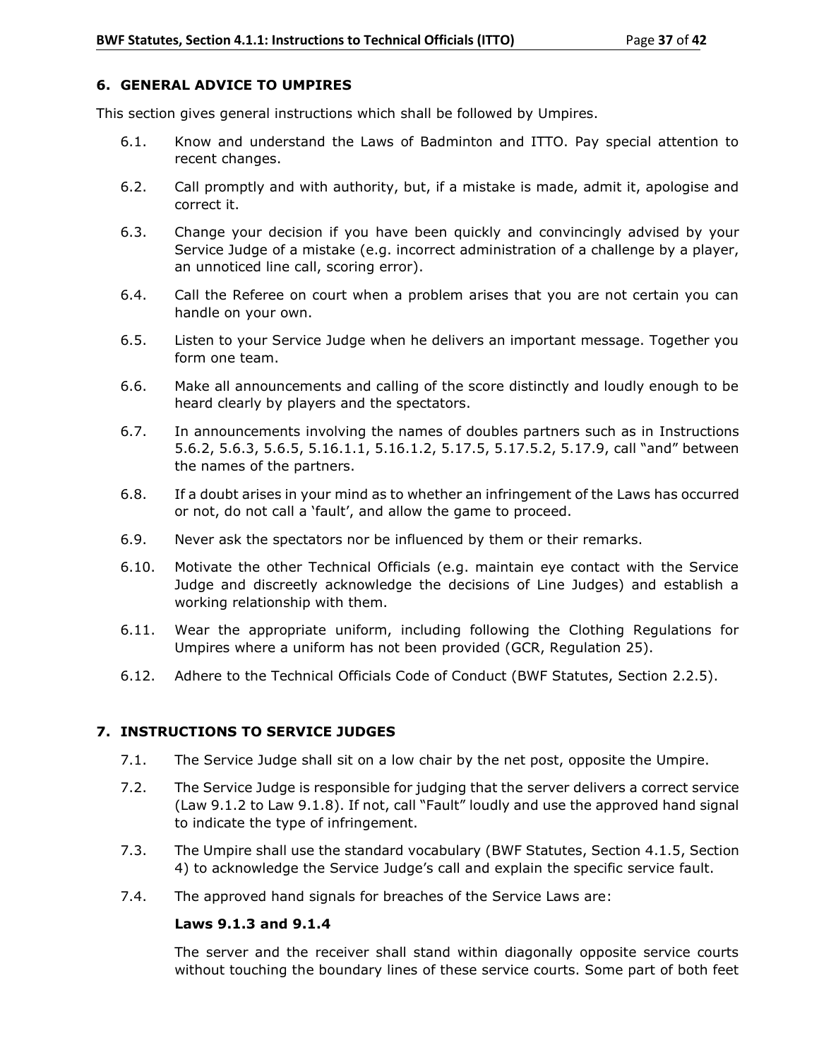## 6. GENERAL ADVICE TO UMPIRES

This section gives general instructions which shall be followed by Umpires.

6.1. Know and understand the Laws of Badminton and ITTO. Pay special attention to recent changes.

6.2. Call promptly and with authority, but, if a mistake is made, admit it, apologise and correct it.

6.3. Change your decision if you have been quickly and convincingly advised by your Service Judge of a mistake (e.g. incorrect administration of a challenge by a player, an unnoticed line call, scoring error).

6.4. Call the Referee on court when a problem arises that you are not certain you can handle on your own.

6.5. Listen to your Service Judge when he delivers an important message. Together you form one team.

6.6. Make all announcements and calling of the score distinctly and loudly enough to be heard clearly by players and the spectators.

6.7. In announcements involving the names of doubles partners such as in Instructions 5.6.2, 5.6.3, 5.6.5, 5.16.1.1, 5.16.1.2, 5.17.5, 5.17.5.2, 5.17.9, call "and" between the names of the partners.

6.8. If a doubt arises in your mind as to whether an infringement of the Laws has occurred or not, do not call a 'fault', and allow the game to proceed.

6.9. Never ask the spectators nor be influenced by them or their remarks.

6.10. Motivate the other Technical Officials (e.g. maintain eye contact with the Service Judge and discreetly acknowledge the decisions of Line Judges) and establish a working relationship with them.

6.11. Wear the appropriate uniform, including following the Clothing Regulations for Umpires where a uniform has not been provided (GCR, Regulation 25).

6.12. Adhere to the Technical Officials Code of Conduct (BWF Statutes, Section 2.2.5).

## 7. INSTRUCTIONS TO SERVICE JUDGES

7.1. The Service Judge shall sit on a low chair by the net post, opposite the Umpire.

7.2. The Service Judge is responsible for judging that the server delivers a correct service (Law 9.1.2 to Law 9.1.8). If not, call "Fault" loudly and use the approved hand signal to indicate the type of infringement.

7.3. The Umpire shall use the standard vocabulary (BWF Statutes, Section 4.1.5, Section 4) to acknowledge the Service Judge's call and explain the specific service fault.

7.4. The approved hand signals for breaches of the Service Laws are:

**Laws 9.1.3 and 9.1.4**

The server and the receiver shall stand within diagonally opposite service courts without touching the boundary lines of these service courts. Some part of both feet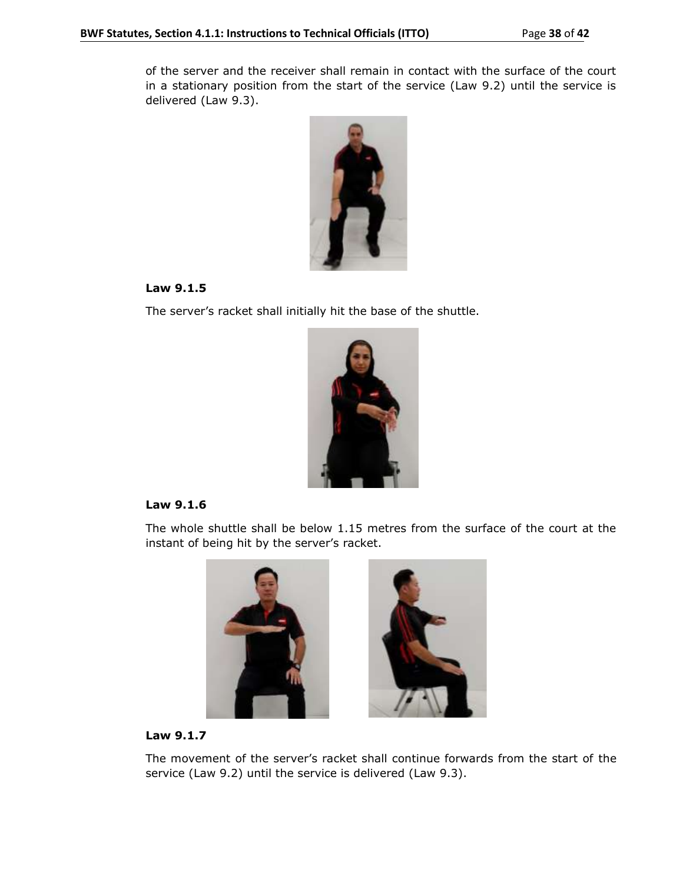of the server and the receiver shall remain in contact with the surface of the court in a stationary position from the start of the service (Law 9.2) until the service is delivered (Law 9.3).

**Law 9.1.5**

The server's racket shall initially hit the base of the shuttle.

**Law 9.1.6**

The whole shuttle shall be below 1.15 metres from the surface of the court at the instant of being hit by the server's racket.

**Law 9.1.7**

The movement of the server's racket shall continue forwards from the start of the service (Law 9.2) until the service is delivered (Law 9.3).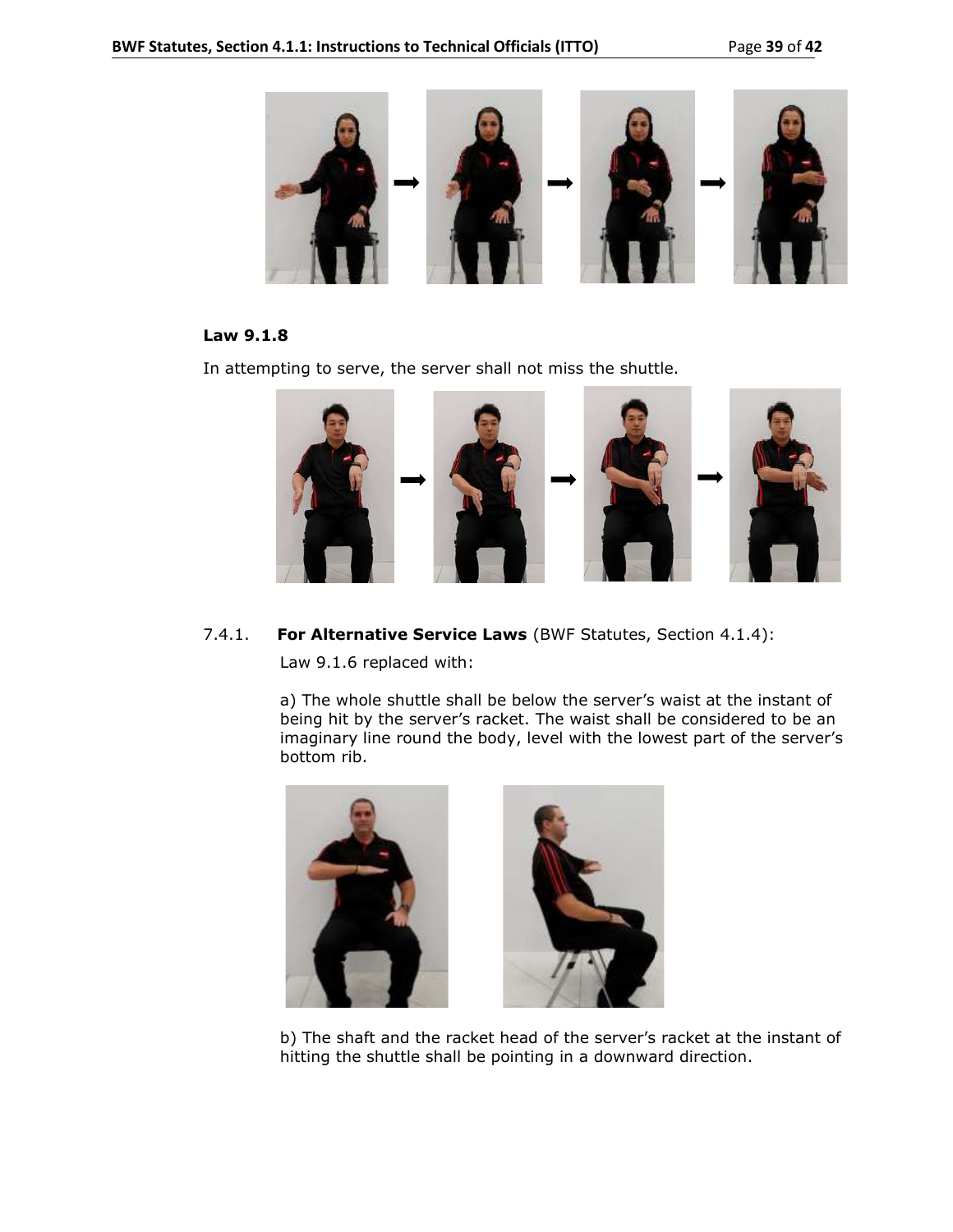**Law 9.1.8**

In attempting to serve, the server shall not miss the shuttle.

7.4.1. **For Alternative Service Laws** (BWF Statutes, Section 4.1.4):

Law 9.1.6 replaced with:

a) The whole shuttle shall be below the server's waist at the instant of being hit by the server's racket. The waist shall be considered to be an imaginary line round the body, level with the lowest part of the server's bottom rib.

b) The shaft and the racket head of the server's racket at the instant of hitting the shuttle shall be pointing in a downward direction.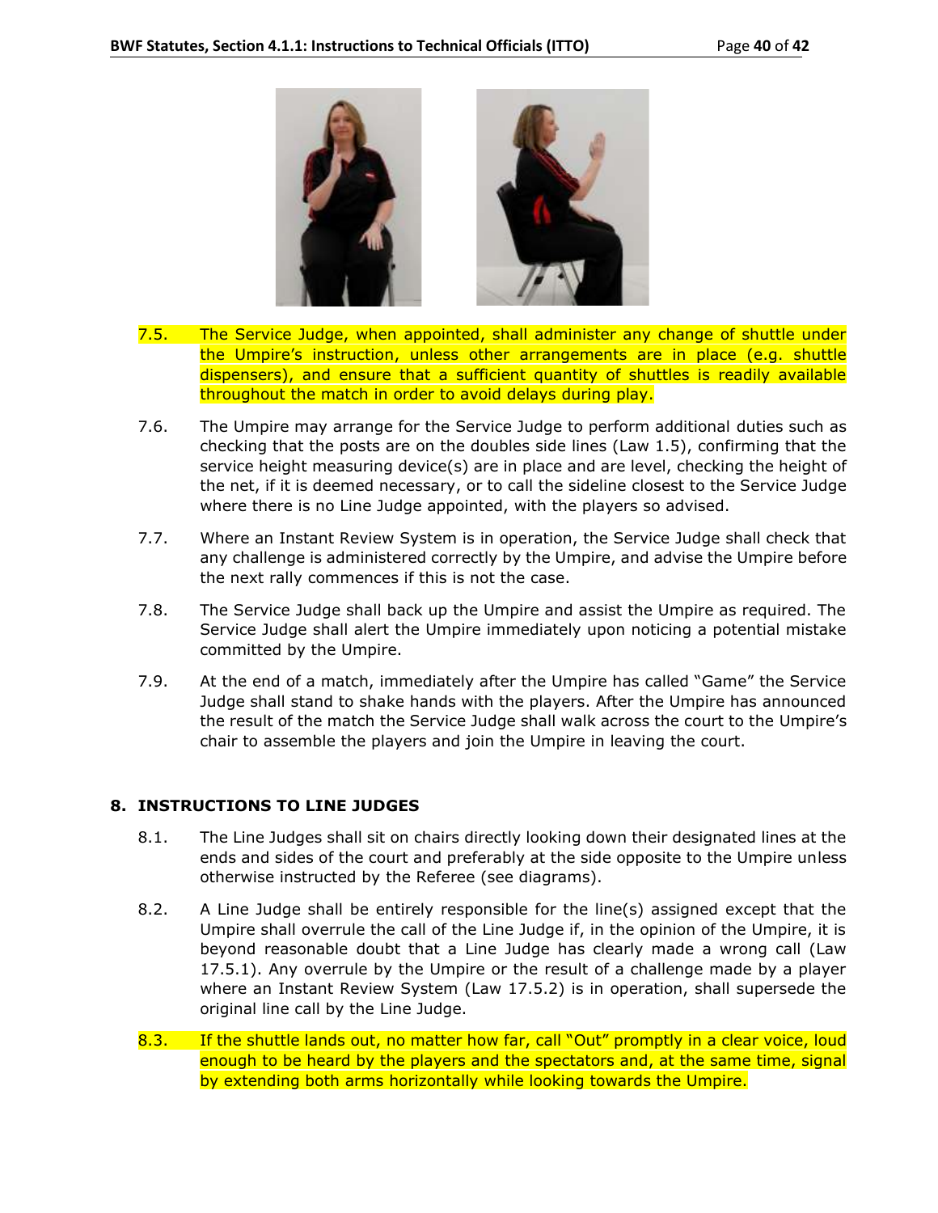7.5. The Service Judge, when appointed, shall administer any change of shuttle under the Umpire's instruction, unless other arrangements are in place (e.g. shuttle dispensers), and ensure that a sufficient quantity of shuttles is readily available throughout the match in order to avoid delays during play.

7.6. The Umpire may arrange for the Service Judge to perform additional duties such as checking that the posts are on the doubles side lines (Law 1.5), confirming that the service height measuring device(s) are in place and are level, checking the height of the net, if it is deemed necessary, or to call the sideline closest to the Service Judge where there is no Line Judge appointed, with the players so advised.

7.7. Where an Instant Review System is in operation, the Service Judge shall check that any challenge is administered correctly by the Umpire, and advise the Umpire before the next rally commences if this is not the case.

7.8. The Service Judge shall back up the Umpire and assist the Umpire as required. The Service Judge shall alert the Umpire immediately upon noticing a potential mistake committed by the Umpire.

7.9. At the end of a match, immediately after the Umpire has called "Game" the Service Judge shall stand to shake hands with the players. After the Umpire has announced the result of the match the Service Judge shall walk across the court to the Umpire's chair to assemble the players and join the Umpire in leaving the court.

## 8. INSTRUCTIONS TO LINE JUDGES

8.1. The Line Judges shall sit on chairs directly looking down their designated lines at the ends and sides of the court and preferably at the side opposite to the Umpire unless otherwise instructed by the Referee (see diagrams).

8.2. A Line Judge shall be entirely responsible for the line(s) assigned except that the Umpire shall overrule the call of the Line Judge if, in the opinion of the Umpire, it is beyond reasonable doubt that a Line Judge has clearly made a wrong call (Law 17.5.1). Any overrule by the Umpire or the result of a challenge made by a player where an Instant Review System (Law 17.5.2) is in operation, shall supersede the original line call by the Line Judge.

8.3. If the shuttle lands out, no matter how far, call "Out" promptly in a clear voice, loud enough to be heard by the players and the spectators and, at the same time, signal by extending both arms horizontally while looking towards the Umpire.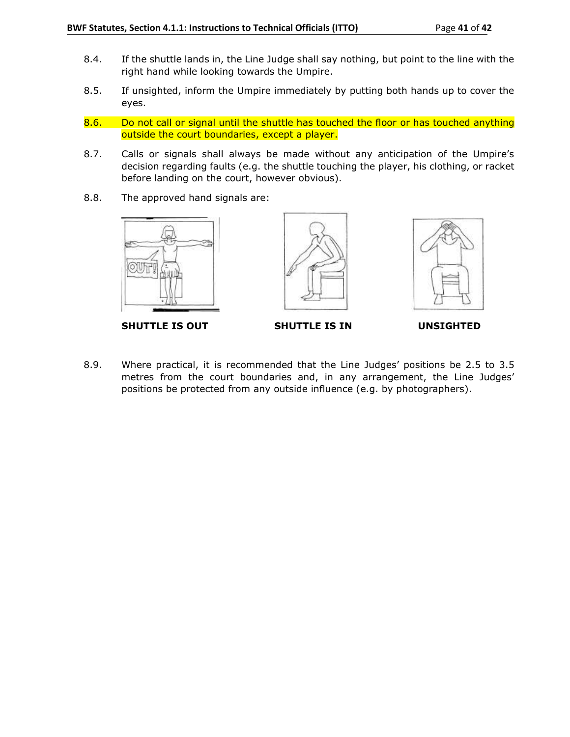8.4. If the shuttle lands in, the Line Judge shall say nothing, but point to the line with the right hand while looking towards the Umpire.

8.5. If unsighted, inform the Umpire immediately by putting both hands up to cover the eyes.

8.6. Do not call or signal until the shuttle has touched the floor or has touched anything outside the court boundaries, except a player.

8.7. Calls or signals shall always be made without any anticipation of the Umpire's decision regarding faults (e.g. the shuttle touching the player, his clothing, or racket before landing on the court, however obvious).

8.8. The approved hand signals are:

**SHUTTLE IS OUT** **SHUTTLE IS IN** **UNSIGHTED**

8.9. Where practical, it is recommended that the Line Judges' positions be 2.5 to 3.5 metres from the court boundaries and, in any arrangement, the Line Judges' positions be protected from any outside influence (e.g. by photographers).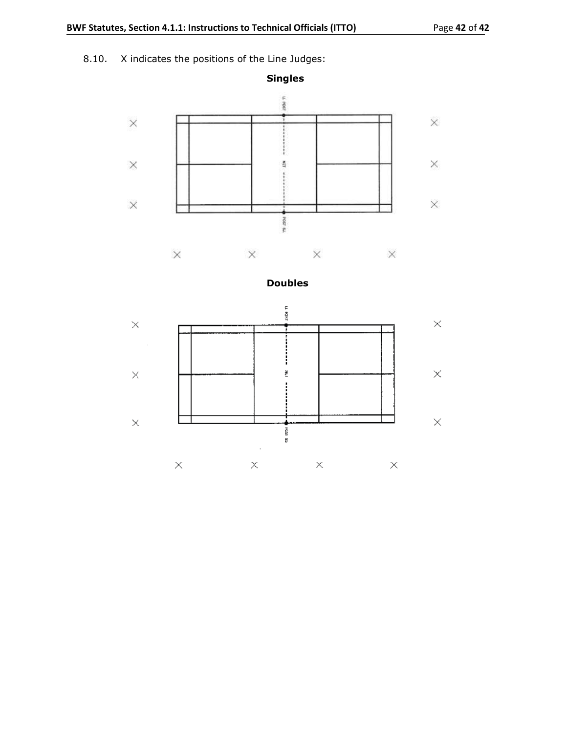8.10. X indicates the positions of the Line Judges:

**Singles**

LL POST

NET

POST S.L.

**Doubles**

LL POST

NET

POST S.L.